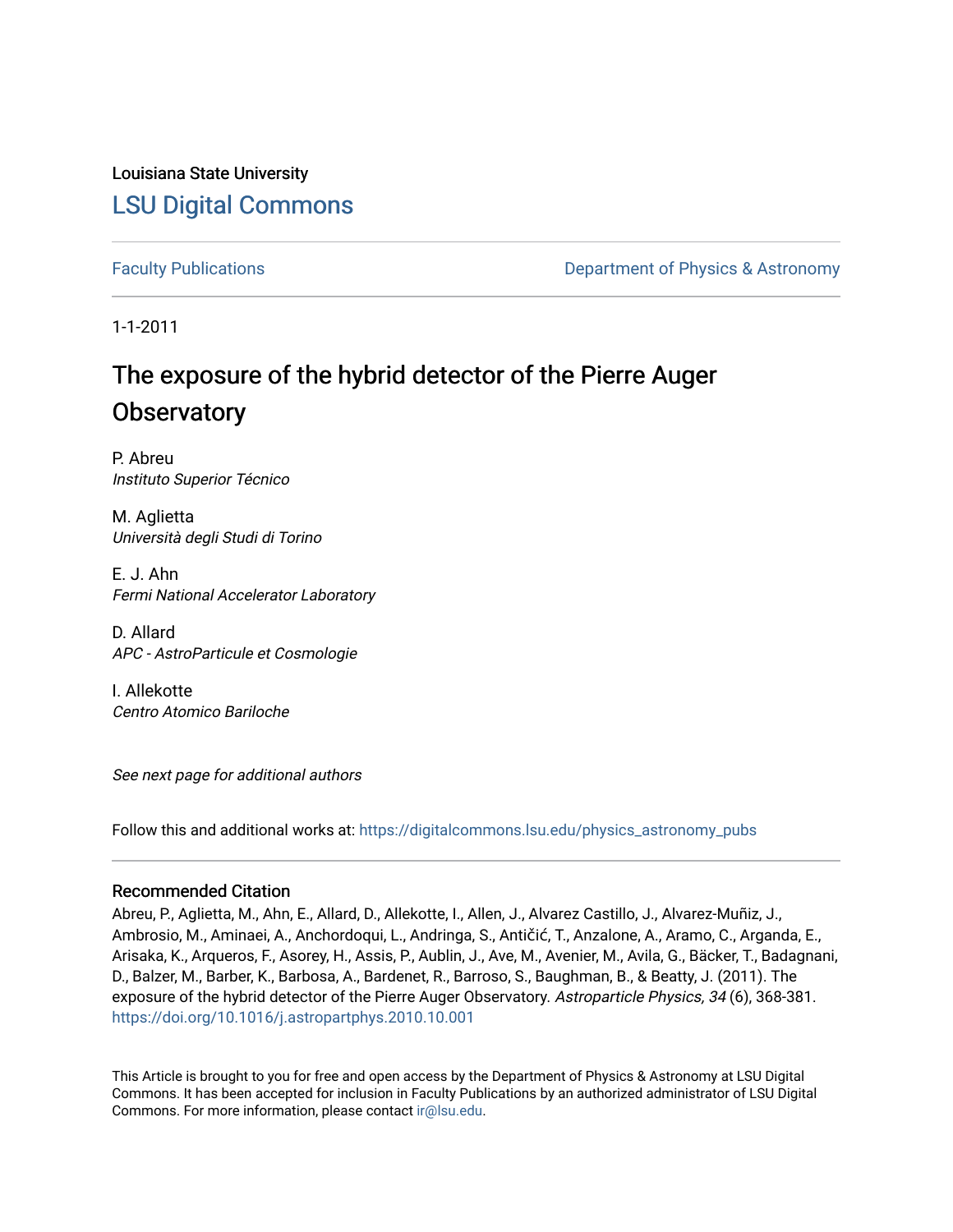Louisiana State University

# LSU Digital Commons

Faculty Publications

Department of Physics & Astronomy

1-1-2011

# The exposure of the hybrid detector of the Pierre Auger Observatory

P. Abreu
*Instituto Superior Técnico*

M. Aglietta
*Università degli Studi di Torino*

E. J. Ahn
*Fermi National Accelerator Laboratory*

D. Allard
*APC - AstroParticule et Cosmologie*

I. Allekotte
*Centro Atomico Bariloche*

*See next page for additional authors*

Follow this and additional works at: https://digitalcommons.lsu.edu/physics_astronomy_pubs

## Recommended Citation

Abreu, P., Aglietta, M., Ahn, E., Allard, D., Allekotte, I., Allen, J., Alvarez Castillo, J., Alvarez-Muñiz, J., Ambrosio, M., Aminaei, A., Anchordoqui, L., Andringa, S., Antičić, T., Anzalone, A., Aramo, C., Arganda, E., Arisaka, K., Arqueros, F., Asorey, H., Assis, P., Aublin, J., Ave, M., Avenier, M., Avila, G., Bäcker, T., Badagnani, D., Balzer, M., Barber, K., Barbosa, A., Bardenet, R., Barroso, S., Baughman, B., & Beatty, J. (2011). The exposure of the hybrid detector of the Pierre Auger Observatory. *Astroparticle Physics, 34* (6), 368-381. https://doi.org/10.1016/j.astropartphys.2010.10.001

This Article is brought to you for free and open access by the Department of Physics & Astronomy at LSU Digital Commons. It has been accepted for inclusion in Faculty Publications by an authorized administrator of LSU Digital Commons. For more information, please contact ir@lsu.edu.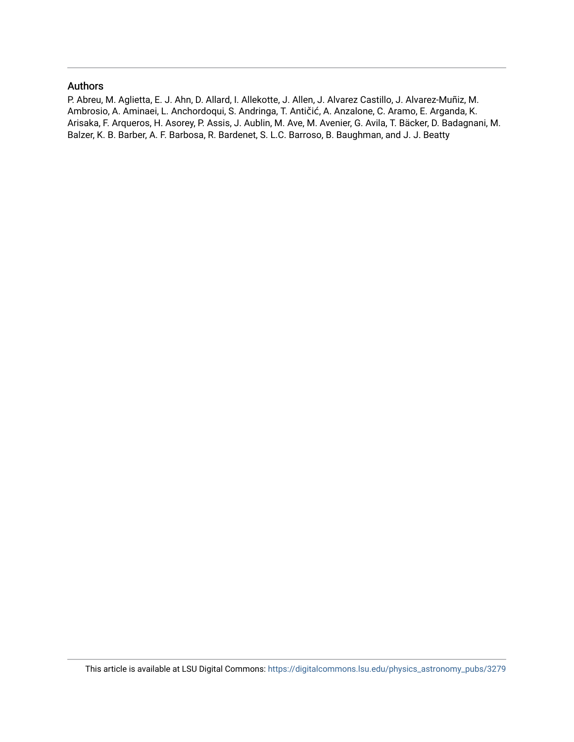## Authors

P. Abreu, M. Aglietta, E. J. Ahn, D. Allard, I. Allekotte, J. Allen, J. Alvarez Castillo, J. Alvarez-Muñiz, M. Ambrosio, A. Aminaei, L. Anchordoqui, S. Andringa, T. Antičić, A. Anzalone, C. Aramo, E. Arganda, K. Arisaka, F. Arqueros, H. Asorey, P. Assis, J. Aublin, M. Ave, M. Avenier, G. Avila, T. Bäcker, D. Badagnani, M. Balzer, K. B. Barber, A. F. Barbosa, R. Bardenet, S. L.C. Barroso, B. Baughman, and J. J. Beatty

This article is available at LSU Digital Commons: https://digitalcommons.lsu.edu/physics_astronomy_pubs/3279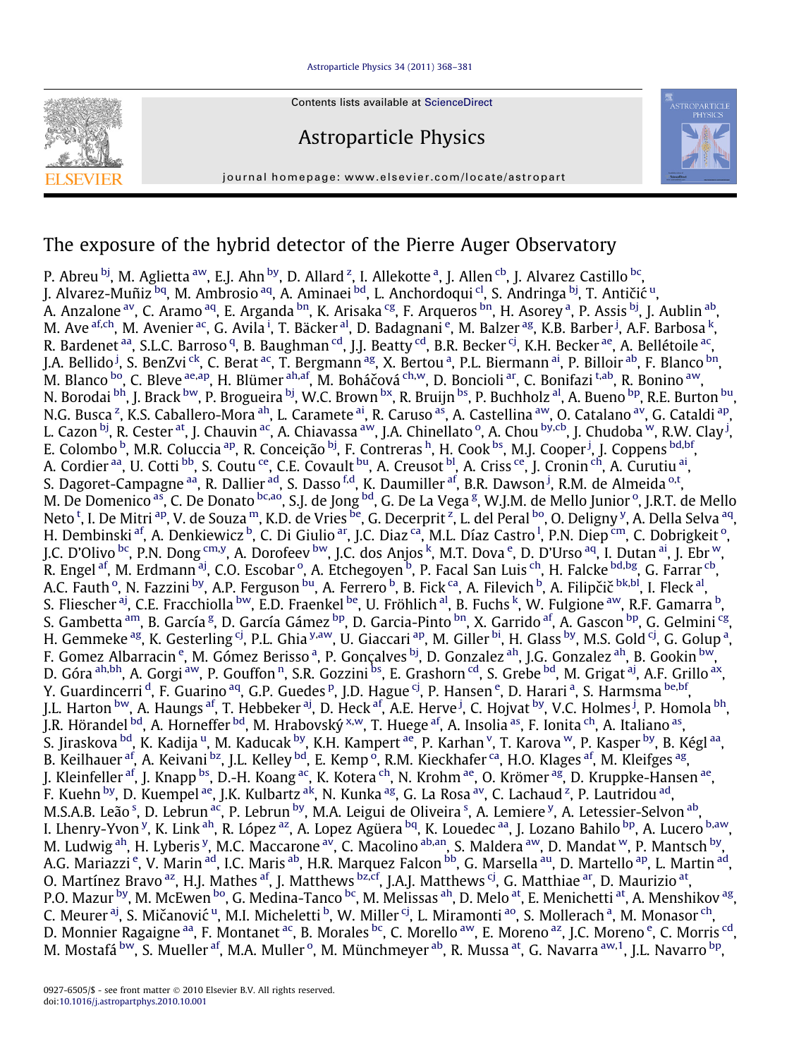# The exposure of the hybrid detector of the Pierre Auger Observatory

P. Abreu [bj], M. Aglietta [aw], E.J. Ahn [by], D. Allard [z], I. Allekotte [a], J. Allen [cb], J. Alvarez Castillo [bc], J. Alvarez-Muñiz [bq], M. Ambrosio [aq], A. Aminaei [bd], L. Anchordoqui [cl], S. Andringa [bj], T. Antičić [u], A. Anzalone [av], C. Aramo [aq], E. Arganda [bn], K. Arisaka [cg], F. Arqueros [bn], H. Asorey [a], P. Assis [bj], J. Aublin [ab], M. Ave [af,ch], M. Avenier [ac], G. Avila [i], T. Bäcker [al], D. Badagnani [e], M. Balzer [ag], K.B. Barber [j], A.F. Barbosa [k], R. Bardenet [aa], S.L.C. Barroso [q], B. Baughman [cd], J.J. Beatty [cd], B.R. Becker [cj], K.H. Becker [ae], A. Bellétoile [ac], J.A. Bellido [j], S. BenZvi [ck], C. Berat [ac], T. Bergmann [ag], X. Bertou [a], P.L. Biermann [ai], P. Billoir [ab], F. Blanco [bn], M. Blanco [bo], C. Bleve [ae,ap], H. Blümer [ah,af], M. Boháčová [ch,w], D. Boncioli [ar], C. Bonifazi [t,ab], R. Bonino [aw], N. Borodai [bh], J. Brack [bw], P. Brogueira [bj], W.C. Brown [bx], R. Bruijn [bs], P. Buchholz [al], A. Bueno [bp], R.E. Burton [bu], N.G. Busca [z], K.S. Caballero-Mora [ah], L. Caramete [ai], R. Caruso [as], A. Castellina [aw], O. Catalano [av], G. Cataldi [ap], L. Cazon [bj], R. Cester [at], J. Chauvin [ac], A. Chiavassa [aw], J.A. Chinellato [o], A. Chou [by,cb], J. Chudoba [w], R.W. Clay [j], E. Colombo [b], M.R. Coluccia [ap], R. Conceição [bj], F. Contreras [h], H. Cook [bs], M.J. Cooper [j], J. Coppens [bd,bf], A. Cordier [aa], U. Cotti [bb], S. Coutu [ce], C.E. Covault [bu], A. Creusot [bl], A. Criss [ce], J. Cronin [ch], A. Curutiu [ai], S. Dagoret-Campagne [aa], R. Dallier [ad], S. Dasso [f,d], K. Daumiller [af], B.R. Dawson [j], R.M. de Almeida [o,t], M. De Domenico [as], C. De Donato [bc,ao], S.J. de Jong [bd], G. De La Vega [g], W.J.M. de Mello Junior [o], J.R.T. de Mello Neto [t], I. De Mitri [ap], V. de Souza [m], K.D. de Vries [be], G. Decerprit [z], L. del Peral [bo], O. Deligny [y], A. Della Selva [aq], H. Dembinski [af], A. Denkiewicz [b], C. Di Giulio [ar], J.C. Diaz [ca], M.L. Díaz Castro [l], P.N. Diep [cm], C. Dobrigkeit [o], J.C. D'Olivo [bc], P.N. Dong [cm,y], A. Dorofeev [bw], J.C. dos Anjos [k], M.T. Dova [e], D. D'Urso [aq], I. Dutan [ai], J. Ebr [w], R. Engel [af], M. Erdmann [aj], C.O. Escobar [o], A. Etchegoyen [b], P. Facal San Luis [ch], H. Falcke [bd,bg], G. Farrar [cb], A.C. Fauth [o], N. Fazzini [by], A.P. Ferguson [bu], A. Ferrero [b], B. Fick [ca], A. Filevich [b], A. Filipčič [bk,bl], I. Fleck [al], S. Fliescher [aj], C.E. Fracchiolla [bw], E.D. Fraenkel [be], U. Fröhlich [al], B. Fuchs [k], W. Fulgione [aw], R.F. Gamarra [b], S. Gambetta [am], B. García [g], D. García Gámez [bp], D. Garcia-Pinto [bn], X. Garrido [af], A. Gascon [bp], G. Gelmini [cg], H. Gemmeke [ag], K. Gesterling [cj], P.L. Ghia [y,aw], U. Giaccari [ap], M. Giller [bi], H. Glass [by], M.S. Gold [cj], G. Golup [a], F. Gomez Albarracin [e], M. Gómez Berisso [a], P. Gonçalves [bj], D. Gonzalez [ah], J.G. Gonzalez [ah], B. Gookin [bw], D. Góra [ah,bh], A. Gorgi [aw], P. Gouffon [n], S.R. Gozzini [bs], E. Grashorn [cd], S. Grebe [bd], M. Grigat [aj], A.F. Grillo [ax], Y. Guardincerri [d], F. Guarino [aq], G.P. Guedes [p], J.D. Hague [cj], P. Hansen [e], D. Harari [a], S. Harmsma [be,bf], J.L. Harton [bw], A. Haungs [af], T. Hebbeker [aj], D. Heck [af], A.E. Herve [j], C. Hojvat [by], V.C. Holmes [j], P. Homola [bh], J.R. Hörandel [bd], A. Horneffer [bd], M. Hrabovský [x,w], T. Huege [af], A. Insolia [as], F. Ionita [ch], A. Italiano [as], S. Jiraskova [bd], K. Kadija [u], M. Kaducak [by], K.H. Kampert [ae], P. Karhan [v], T. Karova [w], P. Kasper [by], B. Kégl [aa], B. Keilhauer [af], A. Keivani [bz], J.L. Kelley [bd], E. Kemp [o], R.M. Kieckhafer [ca], H.O. Klages [af], M. Kleifges [ag], J. Kleinfeller [af], J. Knapp [bs], D.-H. Koang [ac], K. Kotera [ch], N. Krohm [ae], O. Krömer [ag], D. Kruppke-Hansen [ae], F. Kuehn [by], D. Kuempel [ae], J.K. Kulbartz [ak], N. Kunka [ag], G. La Rosa [av], C. Lachaud [z], P. Lautridou [ad], M.S.A.B. Leão [s], D. Lebrun [ac], P. Lebrun [by], M.A. Leigui de Oliveira [s], A. Lemiere [y], A. Letessier-Selvon [ab], I. Lhenry-Yvon [y], K. Link [ah], R. López [az], A. Lopez Agüera [bq], K. Louedec [aa], J. Lozano Bahilo [bp], A. Lucero [b,aw], M. Ludwig [ah], H. Lyberis [y], M.C. Maccarone [av], C. Macolino [ab,an], S. Maldera [aw], D. Mandat [w], P. Mantsch [by], A.G. Mariazzi [e], V. Marin [ad], I.C. Maris [ab], H.R. Marquez Falcon [bb], G. Marsella [au], D. Martello [ap], L. Martin [ad], O. Martínez Bravo [az], H.J. Mathes [af], J. Matthews [bz,cf], J.A.J. Matthews [cj], G. Matthiae [ar], D. Maurizio [at], P.O. Mazur [by], M. McEwen [bo], G. Medina-Tanco [bc], M. Melissas [ah], D. Melo [at], E. Menichetti [at], A. Menshikov [ag], C. Meurer [aj], S. Mičanović [u], M.I. Micheletti [b], W. Miller [cj], L. Miramonti [ao], S. Mollerach [a], M. Monasor [ch], D. Monnier Ragaigne [aa], F. Montanet [ac], B. Morales [bc], C. Morello [aw], E. Moreno [az], J.C. Moreno [e], C. Morris [cd], M. Mostafá [bw], S. Mueller [af], M.A. Muller [o], M. Münchmeyer [ab], R. Mussa [at], G. Navarra [aw,1], J.L. Navarro [bp],

0927-6505/$ - see front matter © 2010 Elsevier B.V. All rights reserved.
doi:10.1016/j.astropartphys.2010.10.001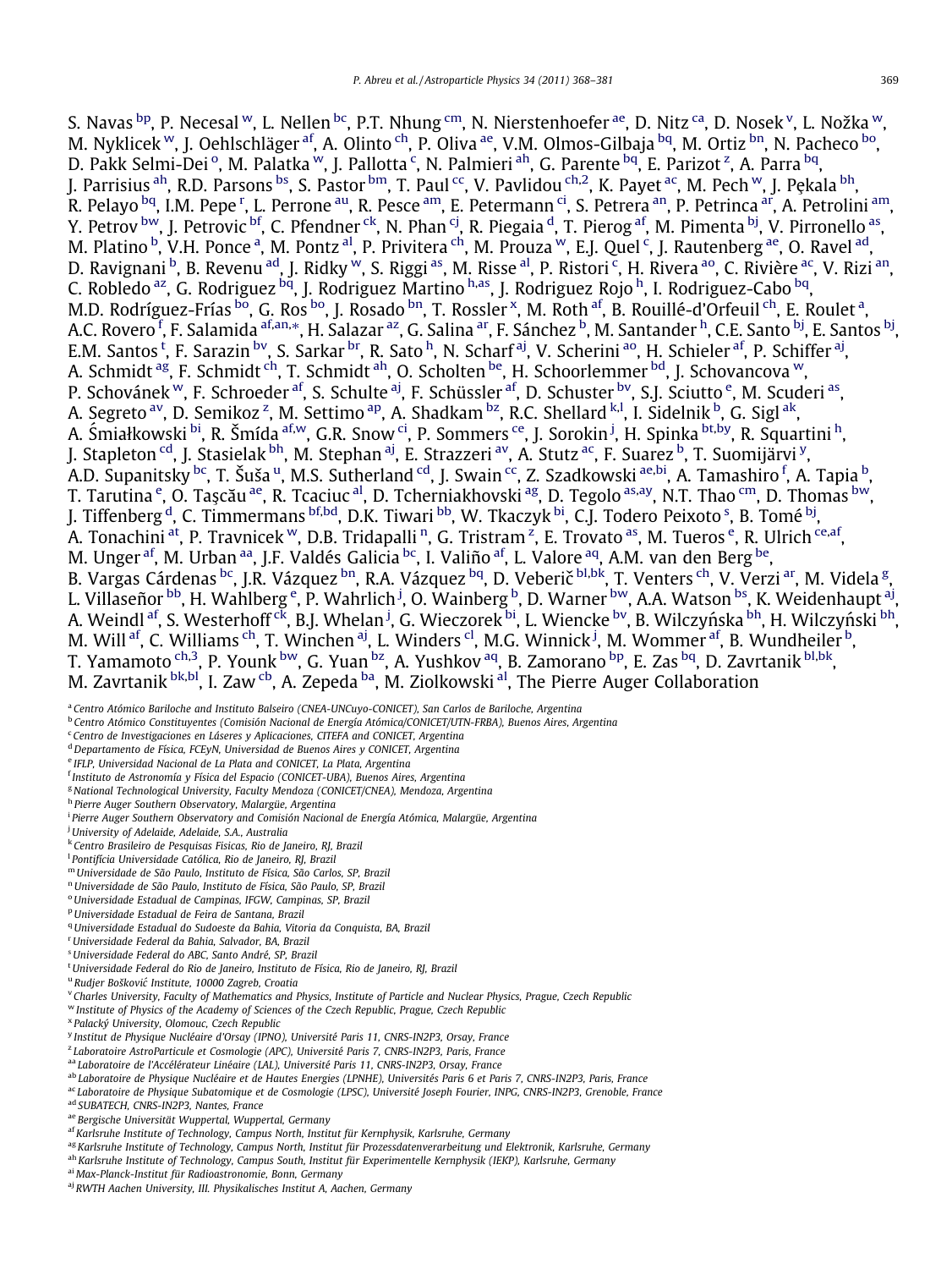S. Navas [bp], P. Necesal [w], L. Nellen [bc], P.T. Nhung [cm], N. Nierstenhoefer [ae], D. Nitz [ca], D. Nosek [v], L. Nožka [w], M. Nyklicek [w], J. Oehlschläger [af], A. Olinto [ch], P. Oliva [ae], V.M. Olmos-Gilbaja [bq], M. Ortiz [bn], N. Pacheco [bo], D. Pakk Selmi-Dei [o], M. Palatka [w], J. Pallotta [c], N. Palmieri [ah], G. Parente [bq], E. Parizot [z], A. Parra [bq], J. Parrisius [ah], R.D. Parsons [bs], S. Pastor [bm], T. Paul [cc], V. Pavlidou [ch,2], K. Payet [ac], M. Pech [w], J. Pękala [bh], R. Pelayo [bq], I.M. Pepe [r], L. Perrone [au], R. Pesce [am], E. Petermann [ci], S. Petrera [an], P. Petrinca [ar], A. Petrolini [am], Y. Petrov [bw], J. Petrovic [bf], C. Pfendner [ck], N. Phan [cj], R. Piegaia [d], T. Pierog [af], M. Pimenta [bj], V. Pirronello [as], M. Platino [b], V.H. Ponce [a], M. Pontz [al], P. Privitera [ch], M. Prouza [w], E.J. Quel [c], J. Rautenberg [ae], O. Ravel [ad], D. Ravignani [b], B. Revenu [ad], J. Ridky [w], S. Riggi [as], M. Risse [al], P. Ristori [c], H. Rivera [ao], C. Rivière [ac], V. Rizi [an], C. Robledo [az], G. Rodriguez [bq], J. Rodriguez Martino [h,as], J. Rodriguez Rojo [h], I. Rodriguez-Cabo [bq], M.D. Rodríguez-Frías [bo], G. Ros [bo], J. Rosado [bn], T. Rossler [x], M. Roth [af], B. Rouillé-d'Orfeuil [ch], E. Roulet [a], A.C. Rovero [f], F. Salamida [af,an,*], H. Salazar [az], G. Salina [ar], F. Sánchez [b], M. Santander [h], C.E. Santo [bj], E. Santos [bj], E.M. Santos [t], F. Sarazin [bv], S. Sarkar [br], R. Sato [h], N. Scharf [aj], V. Scherini [ao], H. Schieler [af], P. Schiffer [aj], A. Schmidt [ag], F. Schmidt [ch], T. Schmidt [ah], O. Scholten [be], H. Schoorlemmer [bd], J. Schovancova [w], P. Schovánek [w], F. Schroeder [af], S. Schulte [aj], F. Schüssler [af], D. Schuster [bv], S.J. Sciutto [e], M. Scuderi [as], A. Segreto [av], D. Semikoz [z], M. Settimo [ap], A. Shadkam [bz], R.C. Shellard [k,l], I. Sidelnik [b], G. Sigl [ak], A. Śmiałkowski [bi], R. Šmída [af,w], G.R. Snow [ci], P. Sommers [ce], J. Sorokin [j], H. Spinka [bt,by], R. Squartini [h], J. Stapleton [cd], J. Stasielak [bh], M. Stephan [aj], E. Strazzeri [av], A. Stutz [ac], F. Suarez [b], T. Suomijärvi [y], A.D. Supanitsky [bc], T. Šuša [u], M.S. Sutherland [cd], J. Swain [cc], Z. Szadkowski [ae,bi], A. Tamashiro [f], A. Tapia [b], T. Tarutina [e], O. Taşcău [ae], R. Tcaciuc [al], D. Tcherniakhovski [ag], D. Tegolo [as,ay], N.T. Thao [cm], D. Thomas [bw], J. Tiffenberg [d], C. Timmermans [bf,bd], D.K. Tiwari [bb], W. Tkaczyk [bi], C.J. Todero Peixoto [s], B. Tomé [bj], A. Tonachini [at], P. Travnicek [w], D.B. Tridapalli [n], G. Tristram [z], E. Trovato [as], M. Tueros [e], R. Ulrich [ce,af], M. Unger [af], M. Urban [aa], J.F. Valdés Galicia [bc], I. Valiño [af], L. Valore [aq], A.M. van den Berg [be], B. Vargas Cárdenas [bc], J.R. Vázquez [bn], R.A. Vázquez [bq], D. Veberič [bl,bk], T. Venters [ch], V. Verzi [ar], M. Videla [g], L. Villaseñor [bb], H. Wahlberg [e], P. Wahrlich [j], O. Wainberg [b], D. Warner [bw], A.A. Watson [bs], K. Weidenhaupt [aj], A. Weindl [af], S. Westerhoff [ck], B.J. Whelan [j], G. Wieczorek [bi], L. Wiencke [bv], B. Wilczyńska [bh], H. Wilczyński [bh], M. Will [af], C. Williams [ch], T. Winchen [aj], L. Winders [cl], M.G. Winnick [j], M. Wommer [af], B. Wundheiler [b], T. Yamamoto [ch,3], P. Younk [bw], G. Yuan [bz], A. Yushkov [aq], B. Zamorano [bp], E. Zas [bq], D. Zavrtanik [bl,bk], M. Zavrtanik [bk,bl], I. Zaw [cb], A. Zepeda [ba], M. Ziolkowski [al], The Pierre Auger Collaboration

[a] *Centro Atómico Bariloche and Instituto Balseiro (CNEA-UNCuyo-CONICET), San Carlos de Bariloche, Argentina*
[b] *Centro Atómico Constituyentes (Comisión Nacional de Energía Atómica/CONICET/UTN-FRBA), Buenos Aires, Argentina*
[c] *Centro de Investigaciones en Láseres y Aplicaciones, CITEFA and CONICET, Argentina*
[d] *Departamento de Física, FCEyN, Universidad de Buenos Aires y CONICET, Argentina*
[e] *IFLP, Universidad Nacional de La Plata and CONICET, La Plata, Argentina*
[f] *Instituto de Astronomía y Física del Espacio (CONICET-UBA), Buenos Aires, Argentina*
[g] *National Technological University, Faculty Mendoza (CONICET/CNEA), Mendoza, Argentina*
[h] *Pierre Auger Southern Observatory, Malargüe, Argentina*
[i] *Pierre Auger Southern Observatory and Comisión Nacional de Energía Atómica, Malargüe, Argentina*
[j] *University of Adelaide, Adelaide, S.A., Australia*
[k] *Centro Brasileiro de Pesquisas Fisicas, Rio de Janeiro, RJ, Brazil*
[l] *Pontifícia Universidade Católica, Rio de Janeiro, RJ, Brazil*
[m] *Universidade de São Paulo, Instituto de Física, São Carlos, SP, Brazil*
[n] *Universidade de São Paulo, Instituto de Física, São Paulo, SP, Brazil*
[o] *Universidade Estadual de Campinas, IFGW, Campinas, SP, Brazil*
[p] *Universidade Estadual de Feira de Santana, Brazil*
[q] *Universidade Estadual do Sudoeste da Bahia, Vitoria da Conquista, BA, Brazil*
[r] *Universidade Federal da Bahia, Salvador, BA, Brazil*
[s] *Universidade Federal do ABC, Santo André, SP, Brazil*
[t] *Universidade Federal do Rio de Janeiro, Instituto de Física, Rio de Janeiro, RJ, Brazil*
[u] *Rudjer Bošković Institute, 10000 Zagreb, Croatia*
[v] *Charles University, Faculty of Mathematics and Physics, Institute of Particle and Nuclear Physics, Prague, Czech Republic*
[w] *Institute of Physics of the Academy of Sciences of the Czech Republic, Prague, Czech Republic*
[x] *Palacký University, Olomouc, Czech Republic*
[y] *Institut de Physique Nucléaire d'Orsay (IPNO), Université Paris 11, CNRS-IN2P3, Orsay, France*
[z] *Laboratoire AstroParticule et Cosmologie (APC), Université Paris 7, CNRS-IN2P3, Paris, France*
[aa] *Laboratoire de l'Accélérateur Linéaire (LAL), Université Paris 11, CNRS-IN2P3, Orsay, France*
[ab] *Laboratoire de Physique Nucléaire et de Hautes Energies (LPNHE), Universités Paris 6 et Paris 7, CNRS-IN2P3, Paris, France*
[ac] *Laboratoire de Physique Subatomique et de Cosmologie (LPSC), Université Joseph Fourier, INPG, CNRS-IN2P3, Grenoble, France*
[ad] *SUBATECH, CNRS-IN2P3, Nantes, France*
[ae] *Bergische Universität Wuppertal, Wuppertal, Germany*
[af] *Karlsruhe Institute of Technology, Campus North, Institut für Kernphysik, Karlsruhe, Germany*
[ag] *Karlsruhe Institute of Technology, Campus North, Institut für Prozessdatenverarbeitung und Elektronik, Karlsruhe, Germany*
[ah] *Karlsruhe Institute of Technology, Campus South, Institut für Experimentelle Kernphysik (IEKP), Karlsruhe, Germany*
[ai] *Max-Planck-Institut für Radioastronomie, Bonn, Germany*
[aj] *RWTH Aachen University, III. Physikalisches Institut A, Aachen, Germany*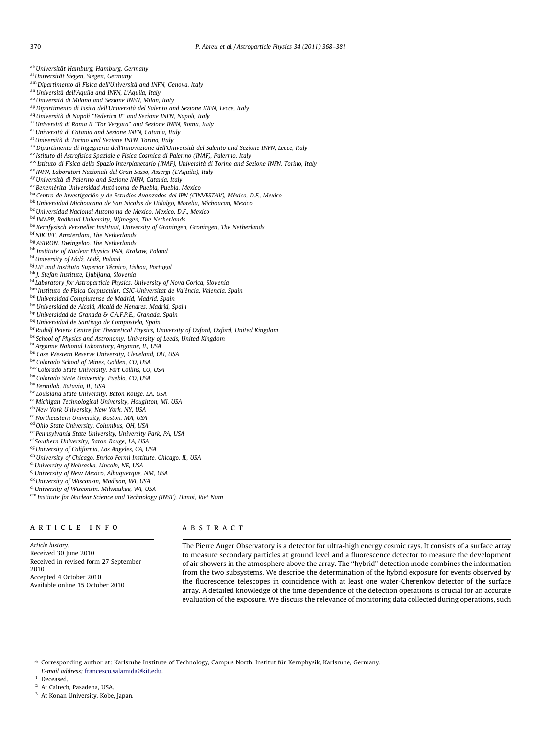[ak] Universität Hamburg, Hamburg, Germany
[al] Universität Siegen, Siegen, Germany
[am] Dipartimento di Fisica dell'Università and INFN, Genova, Italy
[an] Università dell'Aquila and INFN, L'Aquila, Italy
[ao] Università di Milano and Sezione INFN, Milan, Italy
[ap] Dipartimento di Fisica dell'Università del Salento and Sezione INFN, Lecce, Italy
[aq] Università di Napoli "Federico II" and Sezione INFN, Napoli, Italy
[ar] Università di Roma II "Tor Vergata" and Sezione INFN, Roma, Italy
[as] Università di Catania and Sezione INFN, Catania, Italy
[at] Università di Torino and Sezione INFN, Torino, Italy
[au] Dipartimento di Ingegneria dell'Innovazione dell'Università del Salento and Sezione INFN, Lecce, Italy
[av] Istituto di Astrofisica Spaziale e Fisica Cosmica di Palermo (INAF), Palermo, Italy
[aw] Istituto di Fisica dello Spazio Interplanetario (INAF), Università di Torino and Sezione INFN, Torino, Italy
[ax] INFN, Laboratori Nazionali del Gran Sasso, Assergi (L'Aquila), Italy
[ay] Università di Palermo and Sezione INFN, Catania, Italy
[az] Benemérita Universidad Autónoma de Puebla, Puebla, Mexico
[ba] Centro de Investigación y de Estudios Avanzados del IPN (CINVESTAV), México, D.F., Mexico
[bb] Universidad Michoacana de San Nicolas de Hidalgo, Morelia, Michoacan, Mexico
[bc] Universidad Nacional Autonoma de Mexico, Mexico, D.F., Mexico
[bd] IMAPP, Radboud University, Nijmegen, The Netherlands
[be] Kernfysisch Versneller Instituut, University of Groningen, Groningen, The Netherlands
[bf] NIKHEF, Amsterdam, The Netherlands
[bg] ASTRON, Dwingeloo, The Netherlands
[bh] Institute of Nuclear Physics PAN, Krakow, Poland
[bi] University of Łódź, Łódź, Poland
[bj] LIP and Instituto Superior Técnico, Lisboa, Portugal
[bk] J. Stefan Institute, Ljubljana, Slovenia
[bl] Laboratory for Astroparticle Physics, University of Nova Gorica, Slovenia
[bm] Instituto de Física Corpuscular, CSIC-Universitat de València, Valencia, Spain
[bn] Universidad Complutense de Madrid, Madrid, Spain
[bo] Universidad de Alcalá, Alcalá de Henares, Madrid, Spain
[bp] Universidad de Granada & C.A.F.P.E., Granada, Spain
[bq] Universidad de Santiago de Compostela, Spain
[br] Rudolf Peierls Centre for Theoretical Physics, University of Oxford, Oxford, United Kingdom
[bs] School of Physics and Astronomy, University of Leeds, United Kingdom
[bt] Argonne National Laboratory, Argonne, IL, USA
[bu] Case Western Reserve University, Cleveland, OH, USA
[bv] Colorado School of Mines, Golden, CO, USA
[bw] Colorado State University, Fort Collins, CO, USA
[bx] Colorado State University, Pueblo, CO, USA
[by] Fermilab, Batavia, IL, USA
[bz] Louisiana State University, Baton Rouge, LA, USA
[ca] Michigan Technological University, Houghton, MI, USA
[cb] New York University, New York, NY, USA
[cc] Northeastern University, Boston, MA, USA
[cd] Ohio State University, Columbus, OH, USA
[ce] Pennsylvania State University, University Park, PA, USA
[cf] Southern University, Baton Rouge, LA, USA
[cg] University of California, Los Angeles, CA, USA
[ch] University of Chicago, Enrico Fermi Institute, Chicago, IL, USA
[ci] University of Nebraska, Lincoln, NE, USA
[cj] University of New Mexico, Albuquerque, NM, USA
[ck] University of Wisconsin, Madison, WI, USA
[cl] University of Wisconsin, Milwaukee, WI, USA
[cm] Institute for Nuclear Science and Technology (INST), Hanoi, Viet Nam

## ARTICLE INFO

*Article history:*
Received 30 June 2010
Received in revised form 27 September 2010
Accepted 4 October 2010
Available online 15 October 2010

## ABSTRACT

The Pierre Auger Observatory is a detector for ultra-high energy cosmic rays. It consists of a surface array to measure secondary particles at ground level and a fluorescence detector to measure the development of air showers in the atmosphere above the array. The "hybrid" detection mode combines the information from the two subsystems. We describe the determination of the hybrid exposure for events observed by the fluorescence telescopes in coincidence with at least one water-Cherenkov detector of the surface array. A detailed knowledge of the time dependence of the detection operations is crucial for an accurate evaluation of the exposure. We discuss the relevance of monitoring data collected during operations, such

---

* Corresponding author at: Karlsruhe Institute of Technology, Campus North, Institut für Kernphysik, Karlsruhe, Germany.
*E-mail address:* francesco.salamida@kit.edu.

[1] Deceased.

[2] At Caltech, Pasadena, USA.

[3] At Konan University, Kobe, Japan.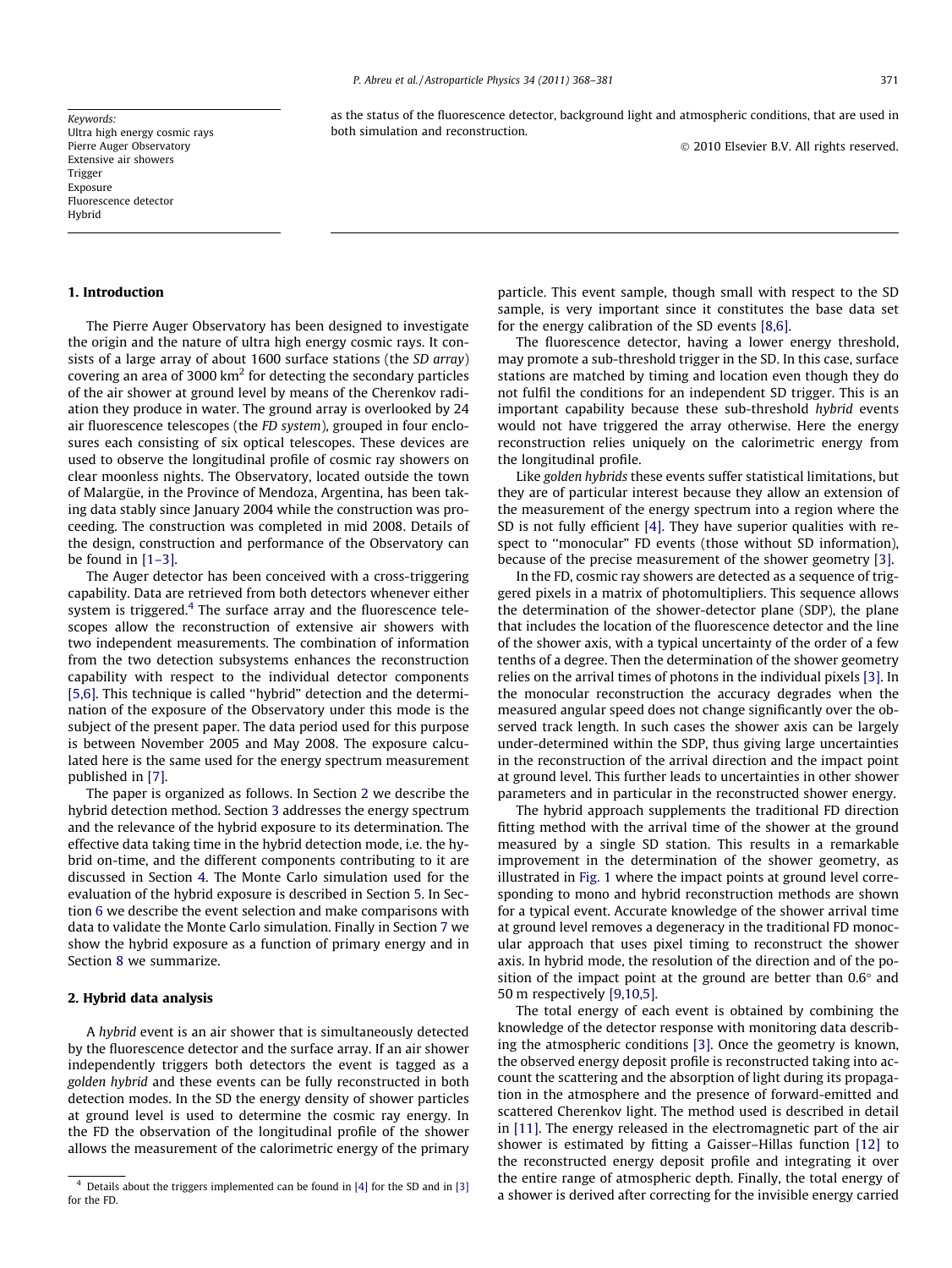Keywords:
Ultra high energy cosmic rays
Pierre Auger Observatory
Extensive air showers
Trigger
Exposure
Fluorescence detector
Hybrid

as the status of the fluorescence detector, background light and atmospheric conditions, that are used in both simulation and reconstruction.

© 2010 Elsevier B.V. All rights reserved.

## 1. Introduction

The Pierre Auger Observatory has been designed to investigate the origin and the nature of ultra high energy cosmic rays. It consists of a large array of about 1600 surface stations (the *SD array*) covering an area of 3000 km$^2$ for detecting the secondary particles of the air shower at ground level by means of the Cherenkov radiation they produce in water. The ground array is overlooked by 24 air fluorescence telescopes (the *FD system*), grouped in four enclosures each consisting of six optical telescopes. These devices are used to observe the longitudinal profile of cosmic ray showers on clear moonless nights. The Observatory, located outside the town of Malargüe, in the Province of Mendoza, Argentina, has been taking data stably since January 2004 while the construction was proceeding. The construction was completed in mid 2008. Details of the design, construction and performance of the Observatory can be found in [1–3].

The Auger detector has been conceived with a cross-triggering capability. Data are retrieved from both detectors whenever either system is triggered.[4] The surface array and the fluorescence telescopes allow the reconstruction of extensive air showers with two independent measurements. The combination of information from the two detection subsystems enhances the reconstruction capability with respect to the individual detector components [5,6]. This technique is called "hybrid" detection and the determination of the exposure of the Observatory under this mode is the subject of the present paper. The data period used for this purpose is between November 2005 and May 2008. The exposure calculated here is the same used for the energy spectrum measurement published in [7].

The paper is organized as follows. In Section 2 we describe the hybrid detection method. Section 3 addresses the energy spectrum and the relevance of the hybrid exposure to its determination. The effective data taking time in the hybrid detection mode, i.e. the hybrid on-time, and the different components contributing to it are discussed in Section 4. The Monte Carlo simulation used for the evaluation of the hybrid exposure is described in Section 5. In Section 6 we describe the event selection and make comparisons with data to validate the Monte Carlo simulation. Finally in Section 7 we show the hybrid exposure as a function of primary energy and in Section 8 we summarize.

## 2. Hybrid data analysis

A *hybrid* event is an air shower that is simultaneously detected by the fluorescence detector and the surface array. If an air shower independently triggers both detectors the event is tagged as a *golden hybrid* and these events can be fully reconstructed in both detection modes. In the SD the energy density of shower particles at ground level is used to determine the cosmic ray energy. In the FD the observation of the longitudinal profile of the shower allows the measurement of the calorimetric energy of the primary particle. This event sample, though small with respect to the SD sample, is very important since it constitutes the base data set for the energy calibration of the SD events [8,6].

The fluorescence detector, having a lower energy threshold, may promote a sub-threshold trigger in the SD. In this case, surface stations are matched by timing and location even though they do not fulfil the conditions for an independent SD trigger. This is an important capability because these sub-threshold *hybrid* events would not have triggered the array otherwise. Here the energy reconstruction relies uniquely on the calorimetric energy from the longitudinal profile.

Like *golden hybrids* these events suffer statistical limitations, but they are of particular interest because they allow an extension of the measurement of the energy spectrum into a region where the SD is not fully efficient [4]. They have superior qualities with respect to "monocular" FD events (those without SD information), because of the precise measurement of the shower geometry [3].

In the FD, cosmic ray showers are detected as a sequence of triggered pixels in a matrix of photomultipliers. This sequence allows the determination of the shower-detector plane (SDP), the plane that includes the location of the fluorescence detector and the line of the shower axis, with a typical uncertainty of the order of a few tenths of a degree. Then the determination of the shower geometry relies on the arrival times of photons in the individual pixels [3]. In the monocular reconstruction the accuracy degrades when the measured angular speed does not change significantly over the observed track length. In such cases the shower axis can be largely under-determined within the SDP, thus giving large uncertainties in the reconstruction of the arrival direction and the impact point at ground level. This further leads to uncertainties in other shower parameters and in particular in the reconstructed shower energy.

The hybrid approach supplements the traditional FD direction fitting method with the arrival time of the shower at the ground measured by a single SD station. This results in a remarkable improvement in the determination of the shower geometry, as illustrated in Fig. 1 where the impact points at ground level corresponding to mono and hybrid reconstruction methods are shown for a typical event. Accurate knowledge of the shower arrival time at ground level removes a degeneracy in the traditional FD monocular approach that uses pixel timing to reconstruct the shower axis. In hybrid mode, the resolution of the direction and of the position of the impact point at the ground are better than 0.6° and 50 m respectively [9,10,5].

The total energy of each event is obtained by combining the knowledge of the detector response with monitoring data describing the atmospheric conditions [3]. Once the geometry is known, the observed energy deposit profile is reconstructed taking into account the scattering and the absorption of light during its propagation in the atmosphere and the presence of forward-emitted and scattered Cherenkov light. The method used is described in detail in [11]. The energy released in the electromagnetic part of the air shower is estimated by fitting a Gaisser–Hillas function [12] to the reconstructed energy deposit profile and integrating it over the entire range of atmospheric depth. Finally, the total energy of a shower is derived after correcting for the invisible energy carried

[4] Details about the triggers implemented can be found in [4] for the SD and in [3] for the FD.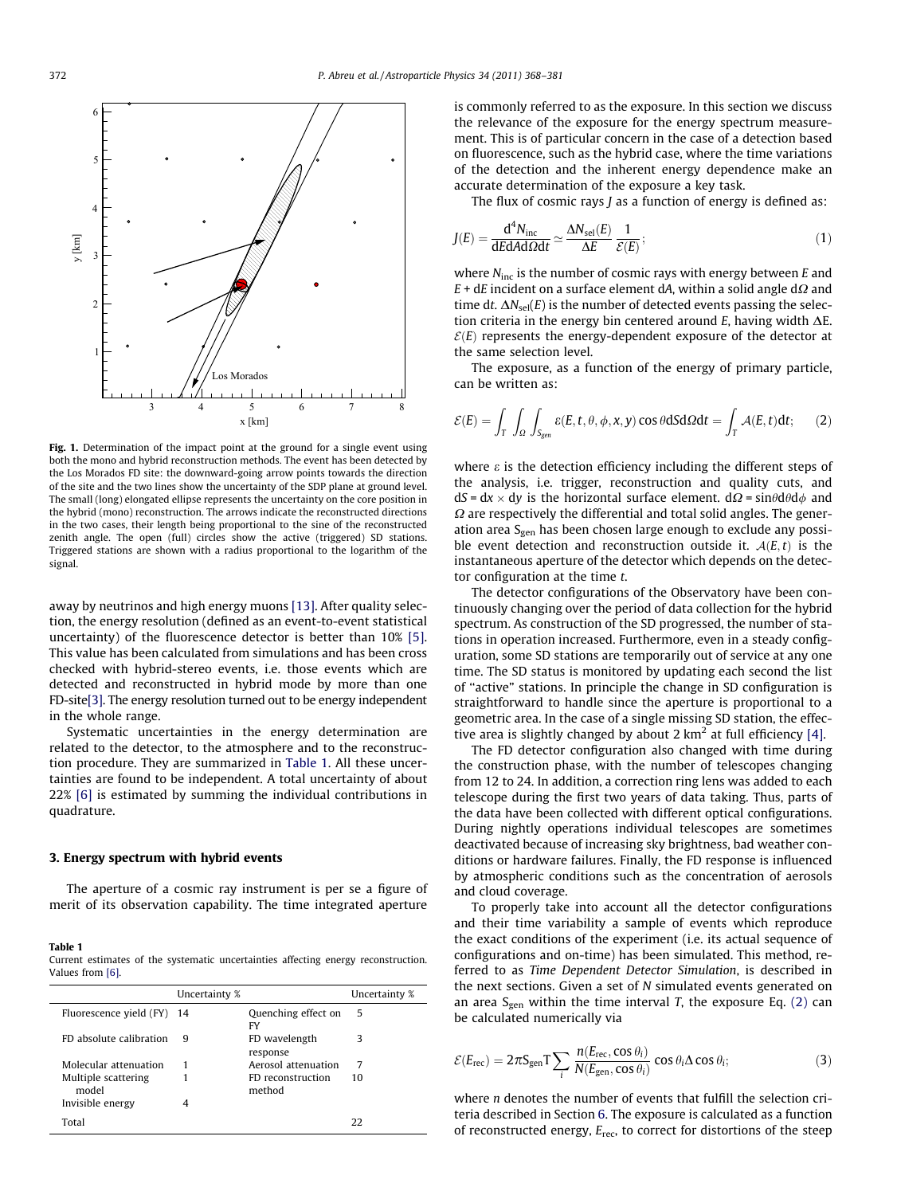Fig. 1. Determination of the impact point at the ground for a single event using both the mono and hybrid reconstruction methods. The event has been detected by the Los Morados FD site: the downward-going arrow points towards the direction of the site and the two lines show the uncertainty of the SDP plane at ground level. The small (long) elongated ellipse represents the uncertainty on the core position in the hybrid (mono) reconstruction. The arrows indicate the reconstructed directions in the two cases, their length being proportional to the sine of the reconstructed zenith angle. The open (full) circles show the active (triggered) SD stations. Triggered stations are shown with a radius proportional to the logarithm of the signal.

away by neutrinos and high energy muons [13]. After quality selection, the energy resolution (defined as an event-to-event statistical uncertainty) of the fluorescence detector is better than 10% [5]. This value has been calculated from simulations and has been cross checked with hybrid-stereo events, i.e. those events which are detected and reconstructed in hybrid mode by more than one FD-site[3]. The energy resolution turned out to be energy independent in the whole range.

Systematic uncertainties in the energy determination are related to the detector, to the atmosphere and to the reconstruction procedure. They are summarized in Table 1. All these uncertainties are found to be independent. A total uncertainty of about 22% [6] is estimated by summing the individual contributions in quadrature.

## 3. Energy spectrum with hybrid events

The aperture of a cosmic ray instrument is per se a figure of merit of its observation capability. The time integrated aperture is commonly referred to as the exposure. In this section we discuss the relevance of the exposure for the energy spectrum measurement. This is of particular concern in the case of a detection based on fluorescence, such as the hybrid case, where the time variations of the detection and the inherent energy dependence make an accurate determination of the exposure a key task.

The flux of cosmic rays $J$ as a function of energy is defined as:

$$J(E) = \frac{d^4 N_{inc}}{dE\, dA\, d\Omega\, dt} \simeq \frac{\Delta N_{sel}(E)}{\Delta E} \frac{1}{\mathcal{E}(E)}; \qquad (1)$$

where $N_{inc}$ is the number of cosmic rays with energy between $E$ and $E + dE$ incident on a surface element $dA$, within a solid angle $d\Omega$ and time $dt$. $\Delta N_{sel}(E)$ is the number of detected events passing the selection criteria in the energy bin centered around $E$, having width $\Delta E$. $\mathcal{E}(E)$ represents the energy-dependent exposure of the detector at the same selection level.

The exposure, as a function of the energy of primary particle, can be written as:

$$\mathcal{E}(E) = \int_T \int_\Omega \int_{S_{gen}} \varepsilon(E, t, \theta, \phi, x, y) \cos\theta\, dS\, d\Omega\, dt = \int_T \mathcal{A}(E, t)\, dt; \qquad (2)$$

where $\varepsilon$ is the detection efficiency including the different steps of the analysis, i.e. trigger, reconstruction and quality cuts, and $dS = dx \times dy$ is the horizontal surface element. $d\Omega = \sin\theta d\theta d\phi$ and $\Omega$ are respectively the differential and total solid angles. The generation area $S_{gen}$ has been chosen large enough to exclude any possible event detection and reconstruction outside it. $\mathcal{A}(E, t)$ is the instantaneous aperture of the detector which depends on the detector configuration at the time $t$.

The detector configurations of the Observatory have been continuously changing over the period of data collection for the hybrid spectrum. As construction of the SD progressed, the number of stations in operation increased. Furthermore, even in a steady configuration, some SD stations are temporarily out of service at any one time. The SD status is monitored by updating each second the list of "active" stations. In principle the change in SD configuration is straightforward to handle since the aperture is proportional to a geometric area. In the case of a single missing SD station, the effective area is slightly changed by about 2 km$^2$ at full efficiency [4].

The FD detector configuration also changed with time during the construction phase, with the number of telescopes changing from 12 to 24. In addition, a correction ring lens was added to each telescope during the first two years of data taking. Thus, parts of the data have been collected with different optical configurations. During nightly operations individual telescopes are sometimes deactivated because of increasing sky brightness, bad weather conditions or hardware failures. Finally, the FD response is influenced by atmospheric conditions such as the concentration of aerosols and cloud coverage.

To properly take into account all the detector configurations and their time variability a sample of events which reproduce the exact conditions of the experiment (i.e. its actual sequence of configurations and on-time) has been simulated. This method, referred to as *Time Dependent Detector Simulation*, is described in the next sections. Given a set of $N$ simulated events generated on an area $S_{gen}$ within the time interval $T$, the exposure Eq. (2) can be calculated numerically via

$$\mathcal{E}(E_{rec}) = 2\pi S_{gen} T \sum_i \frac{n(E_{rec}, \cos\theta_i)}{N(E_{gen}, \cos\theta_i)} \cos\theta_i \Delta\cos\theta_i; \qquad (3)$$

where $n$ denotes the number of events that fulfill the selection criteria described in Section 6. The exposure is calculated as a function of reconstructed energy, $E_{rec}$, to correct for distortions of the steep

**Table 1**
Current estimates of the systematic uncertainties affecting energy reconstruction. Values from [6].

| | Uncertainty % | | Uncertainty % |
|---|---|---|---|
| Fluorescence yield (FY) | 14 | Quenching effect on FY | 5 |
| FD absolute calibration | 9 | FD wavelength response | 3 |
| Molecular attenuation | 1 | Aerosol attenuation | 7 |
| Multiple scattering model | 1 | FD reconstruction method | 10 |
| Invisible energy | 4 | | |
| Total | | | 22 |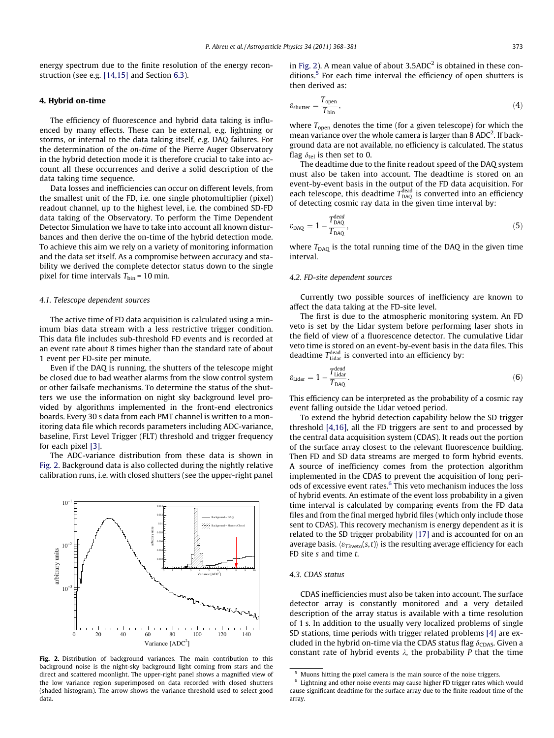energy spectrum due to the finite resolution of the energy reconstruction (see e.g. [14,15] and Section 6.3).

## 4. Hybrid on-time

The efficiency of fluorescence and hybrid data taking is influenced by many effects. These can be external, e.g. lightning or storms, or internal to the data taking itself, e.g. DAQ failures. For the determination of the *on-time* of the Pierre Auger Observatory in the hybrid detection mode it is therefore crucial to take into account all these occurrences and derive a solid description of the data taking time sequence.

Data losses and inefficiencies can occur on different levels, from the smallest unit of the FD, i.e. one single photomultiplier (pixel) readout channel, up to the highest level, i.e. the combined SD-FD data taking of the Observatory. To perform the Time Dependent Detector Simulation we have to take into account all known disturbances and then derive the on-time of the hybrid detection mode. To achieve this aim we rely on a variety of monitoring information and the data set itself. As a compromise between accuracy and stability we derived the complete detector status down to the single pixel for time intervals $T_{\text{bin}}$ = 10 min.

### 4.1. Telescope dependent sources

The active time of FD data acquisition is calculated using a minimum bias data stream with a less restrictive trigger condition. This data file includes sub-threshold FD events and is recorded at an event rate about 8 times higher than the standard rate of about 1 event per FD-site per minute.

Even if the DAQ is running, the shutters of the telescope might be closed due to bad weather alarms from the slow control system or other failsafe mechanisms. To determine the status of the shutters we use the information on night sky background level provided by algorithms implemented in the front-end electronics boards. Every 30 s data from each PMT channel is written to a monitoring data file which records parameters including ADC-variance, baseline, First Level Trigger (FLT) threshold and trigger frequency for each pixel [3].

The ADC-variance distribution from these data is shown in Fig. 2. Background data is also collected during the nightly relative calibration runs, i.e. with closed shutters (see the upper-right panel in Fig. 2). A mean value of about 3.5ADC$^2$ is obtained in these conditions.[5] For each time interval the efficiency of open shutters is then derived as:

$$\varepsilon_{\text{shutter}} = \frac{T_{\text{open}}}{T_{\text{bin}}}, \tag{4}$$

where $T_{\text{open}}$ denotes the time (for a given telescope) for which the mean variance over the whole camera is larger than 8 ADC$^2$. If background data are not available, no efficiency is calculated. The status flag $\delta_{\text{tel}}$ is then set to 0.

The deadtime due to the finite readout speed of the DAQ system must also be taken into account. The deadtime is stored on an event-by-event basis in the output of the FD data acquisition. For each telescope, this deadtime $T_{\text{DAQ}}^{\text{dead}}$ is converted into an efficiency of detecting cosmic ray data in the given time interval by:

$$\varepsilon_{\text{DAQ}} = 1 - \frac{T_{\text{DAQ}}^{\text{dead}}}{T_{\text{DAQ}}}, \tag{5}$$

where $T_{\text{DAQ}}$ is the total running time of the DAQ in the given time interval.

Fig. 2. Distribution of background variances. The main contribution to this background noise is the night-sky background light coming from stars and the direct and scattered moonlight. The upper-right panel shows a magnified view of the low variance region superimposed on data recorded with closed shutters (shaded histogram). The arrow shows the variance threshold used to select good data.

### 4.2. FD-site dependent sources

Currently two possible sources of inefficiency are known to affect the data taking at the FD-site level.

The first is due to the atmospheric monitoring system. An FD veto is set by the Lidar system before performing laser shots in the field of view of a fluorescence detector. The cumulative Lidar veto time is stored on an event-by-event basis in the data files. This deadtime $T_{\text{Lidar}}^{\text{dead}}$ is converted into an efficiency by:

$$\varepsilon_{\text{Lidar}} = 1 - \frac{T_{\text{Lidar}}^{\text{dead}}}{T_{\text{DAQ}}}. \tag{6}$$

This efficiency can be interpreted as the probability of a cosmic ray event falling outside the Lidar vetoed period.

To extend the hybrid detection capability below the SD trigger threshold [4,16], all the FD triggers are sent to and processed by the central data acquisition system (CDAS). It reads out the portion of the surface array closest to the relevant fluorescence building. Then FD and SD data streams are merged to form hybrid events. A source of inefficiency comes from the protection algorithm implemented in the CDAS to prevent the acquisition of long periods of excessive event rates.[6] This veto mechanism induces the loss of hybrid events. An estimate of the event loss probability in a given time interval is calculated by comparing events from the FD data files and from the final merged hybrid files (which only include those sent to CDAS). This recovery mechanism is energy dependent as it is related to the SD trigger probability [17] and is accounted for on an average basis. $\langle \varepsilon_{\text{T3veto}}(s,t) \rangle$ is the resulting average efficiency for each FD site $s$ and time $t$.

### 4.3. CDAS status

CDAS inefficiencies must also be taken into account. The surface detector array is constantly monitored and a very detailed description of the array status is available with a time resolution of 1 s. In addition to the usually very localized problems of single SD stations, time periods with trigger related problems [4] are excluded in the hybrid on-time via the CDAS status flag $\delta_{\text{CDAS}}$. Given a constant rate of hybrid events $\lambda$, the probability $P$ that the time

[5] Muons hitting the pixel camera is the main source of the noise triggers.

[6] Lightning and other noise events may cause higher FD trigger rates which would cause significant deadtime for the surface array due to the finite readout time of the array.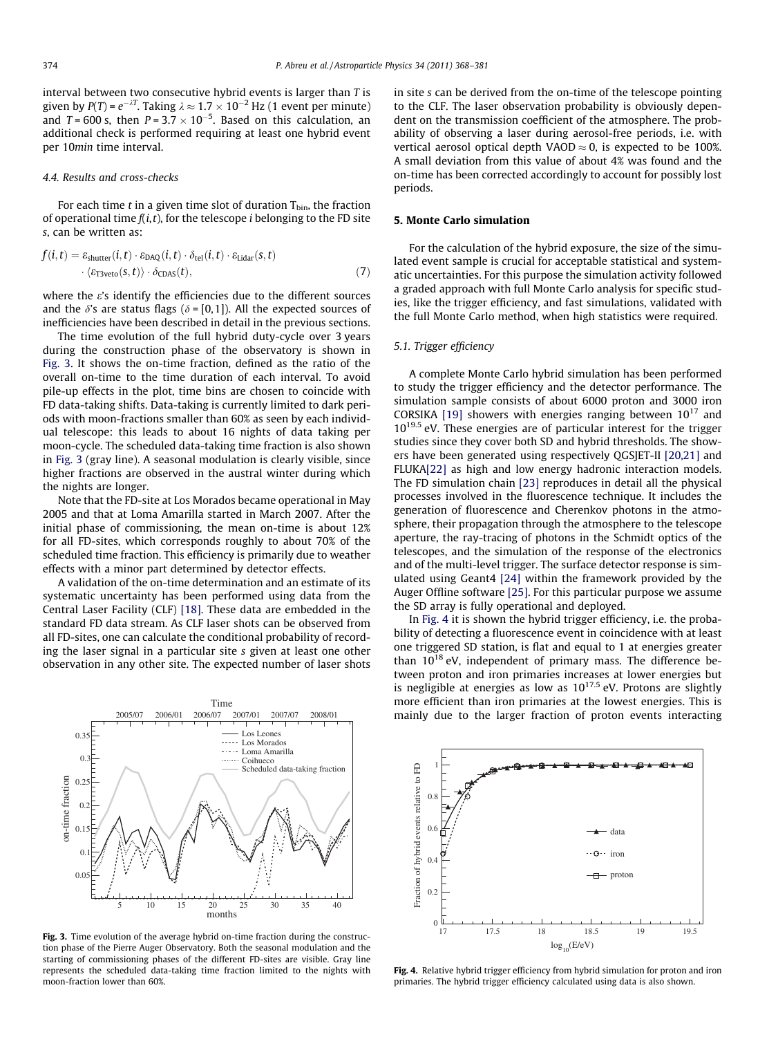interval between two consecutive hybrid events is larger than $T$ is given by $P(T) = e^{-\lambda T}$. Taking $\lambda \approx 1.7 \times 10^{-2}$ Hz (1 event per minute) and $T = 600$ s, then $P = 3.7 \times 10^{-5}$. Based on this calculation, an additional check is performed requiring at least one hybrid event per 10*min* time interval.

### 4.4. Results and cross-checks

For each time $t$ in a given time slot of duration $T_{bin}$, the fraction of operational time $f(i,t)$, for the telescope $i$ belonging to the FD site $s$, can be written as:

$$f(i,t) = \varepsilon_{shutter}(i,t) \cdot \varepsilon_{DAQ}(i,t) \cdot \delta_{tel}(i,t) \cdot \varepsilon_{Lidar}(s,t) \cdot \langle \varepsilon_{T3veto}(s,t) \rangle \cdot \delta_{CDAS}(t), \tag{7}$$

where the $\varepsilon$'s identify the efficiencies due to the different sources and the $\delta$'s are status flags ($\delta = [0,1]$). All the expected sources of inefficiencies have been described in detail in the previous sections.

The time evolution of the full hybrid duty-cycle over 3 years during the construction phase of the observatory is shown in Fig. 3. It shows the on-time fraction, defined as the ratio of the overall on-time to the time duration of each interval. To avoid pile-up effects in the plot, time bins are chosen to coincide with FD data-taking shifts. Data-taking is currently limited to dark periods with moon-fractions smaller than 60% as seen by each individual telescope: this leads to about 16 nights of data taking per moon-cycle. The scheduled data-taking time fraction is also shown in Fig. 3 (gray line). A seasonal modulation is clearly visible, since higher fractions are observed in the austral winter during which the nights are longer.

Note that the FD-site at Los Morados became operational in May 2005 and that at Loma Amarilla started in March 2007. After the initial phase of commissioning, the mean on-time is about 12% for all FD-sites, which corresponds roughly to about 70% of the scheduled time fraction. This efficiency is primarily due to weather effects with a minor part determined by detector effects.

A validation of the on-time determination and an estimate of its systematic uncertainty has been performed using data from the Central Laser Facility (CLF) [18]. These data are embedded in the standard FD data stream. As CLF laser shots can be observed from all FD-sites, one can calculate the conditional probability of recording the laser signal in a particular site $s$ given at least one other observation in any other site. The expected number of laser shots in site $s$ can be derived from the on-time of the telescope pointing to the CLF. The laser observation probability is obviously dependent on the transmission coefficient of the atmosphere. The probability of observing a laser during aerosol-free periods, i.e. with vertical aerosol optical depth VAOD $\approx 0$, is expected to be 100%. A small deviation from this value of about 4% was found and the on-time has been corrected accordingly to account for possibly lost periods.

**Fig. 3.** Time evolution of the average hybrid on-time fraction during the construction phase of the Pierre Auger Observatory. Both the seasonal modulation and the starting of commissioning phases of the different FD-sites are visible. Gray line represents the scheduled data-taking time fraction limited to the nights with moon-fraction lower than 60%.

## 5. Monte Carlo simulation

For the calculation of the hybrid exposure, the size of the simulated event sample is crucial for acceptable statistical and systematic uncertainties. For this purpose the simulation activity followed a graded approach with full Monte Carlo analysis for specific studies, like the trigger efficiency, and fast simulations, validated with the full Monte Carlo method, when high statistics were required.

### 5.1. Trigger efficiency

A complete Monte Carlo hybrid simulation has been performed to study the trigger efficiency and the detector performance. The simulation sample consists of about 6000 proton and 3000 iron CORSIKA [19] showers with energies ranging between $10^{17}$ and $10^{19.5}$ eV. These energies are of particular interest for the trigger studies since they cover both SD and hybrid thresholds. The showers have been generated using respectively QGSJET-II [20,21] and FLUKA[22] as high and low energy hadronic interaction models. The FD simulation chain [23] reproduces in detail all the physical processes involved in the fluorescence technique. It includes the generation of fluorescence and Cherenkov photons in the atmosphere, their propagation through the atmosphere to the telescope aperture, the ray-tracing of photons in the Schmidt optics of the telescopes, and the simulation of the response of the electronics and of the multi-level trigger. The surface detector response is simulated using Geant4 [24] within the framework provided by the Auger Offline software [25]. For this particular purpose we assume the SD array is fully operational and deployed.

In Fig. 4 it is shown the hybrid trigger efficiency, i.e. the probability of detecting a fluorescence event in coincidence with at least one triggered SD station, is flat and equal to 1 at energies greater than $10^{18}$ eV, independent of primary mass. The difference between proton and iron primaries increases at lower energies but is negligible at energies as low as $10^{17.5}$ eV. Protons are slightly more efficient than iron primaries at the lowest energies. This is mainly due to the larger fraction of proton events interacting

**Fig. 4.** Relative hybrid trigger efficiency from hybrid simulation for proton and iron primaries. The hybrid trigger efficiency calculated using data is also shown.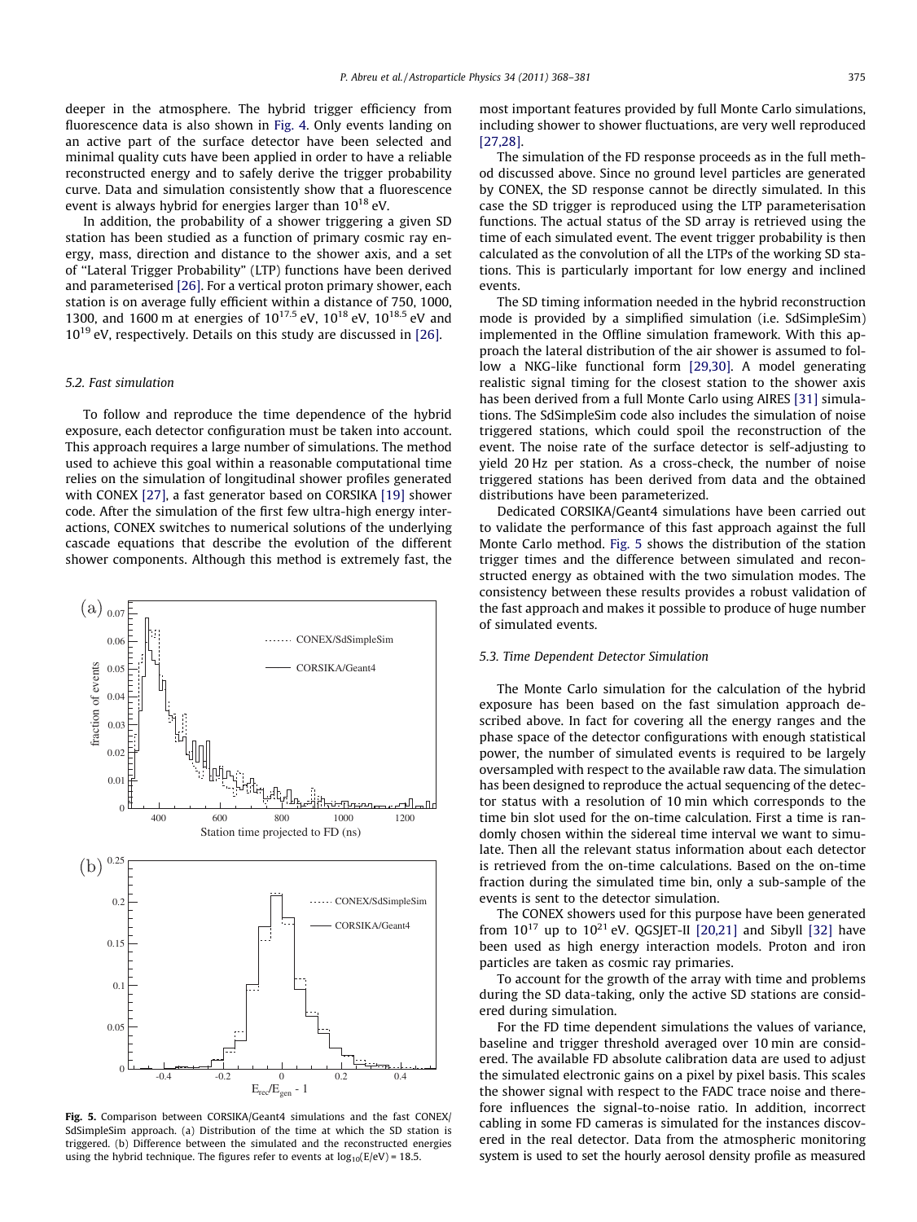deeper in the atmosphere. The hybrid trigger efficiency from fluorescence data is also shown in Fig. 4. Only events landing on an active part of the surface detector have been selected and minimal quality cuts have been applied in order to have a reliable reconstructed energy and to safely derive the trigger probability curve. Data and simulation consistently show that a fluorescence event is always hybrid for energies larger than $10^{18}$ eV.

In addition, the probability of a shower triggering a given SD station has been studied as a function of primary cosmic ray energy, mass, direction and distance to the shower axis, and a set of "Lateral Trigger Probability" (LTP) functions have been derived and parameterised [26]. For a vertical proton primary shower, each station is on average fully efficient within a distance of 750, 1000, 1300, and 1600 m at energies of $10^{17.5}$ eV, $10^{18}$ eV, $10^{18.5}$ eV and $10^{19}$ eV, respectively. Details on this study are discussed in [26].

### 5.2. Fast simulation

To follow and reproduce the time dependence of the hybrid exposure, each detector configuration must be taken into account. This approach requires a large number of simulations. The method used to achieve this goal within a reasonable computational time relies on the simulation of longitudinal shower profiles generated with CONEX [27], a fast generator based on CORSIKA [19] shower code. After the simulation of the first few ultra-high energy interactions, CONEX switches to numerical solutions of the underlying cascade equations that describe the evolution of the different shower components. Although this method is extremely fast, the most important features provided by full Monte Carlo simulations, including shower to shower fluctuations, are very well reproduced [27,28].

The simulation of the FD response proceeds as in the full method discussed above. Since no ground level particles are generated by CONEX, the SD response cannot be directly simulated. In this case the SD trigger is reproduced using the LTP parameterisation functions. The actual status of the SD array is retrieved using the time of each simulated event. The event trigger probability is then calculated as the convolution of all the LTPs of the working SD stations. This is particularly important for low energy and inclined events.

The SD timing information needed in the hybrid reconstruction mode is provided by a simplified simulation (i.e. SdSimpleSim) implemented in the Offline simulation framework. With this approach the lateral distribution of the air shower is assumed to follow a NKG-like functional form [29,30]. A model generating realistic signal timing for the closest station to the shower axis has been derived from a full Monte Carlo using AIRES [31] simulations. The SdSimpleSim code also includes the simulation of noise triggered stations, which could spoil the reconstruction of the event. The noise rate of the surface detector is self-adjusting to yield 20 Hz per station. As a cross-check, the number of noise triggered stations has been derived from data and the obtained distributions have been parameterized.

Dedicated CORSIKA/Geant4 simulations have been carried out to validate the performance of this fast approach against the full Monte Carlo method. Fig. 5 shows the distribution of the station trigger times and the difference between simulated and reconstructed energy as obtained with the two simulation modes. The consistency between these results provides a robust validation of the fast approach and makes it possible to produce of huge number of simulated events.

**Fig. 5.** Comparison between CORSIKA/Geant4 simulations and the fast CONEX/SdSimpleSim approach. (a) Distribution of the time at which the SD station is triggered. (b) Difference between the simulated and the reconstructed energies using the hybrid technique. The figures refer to events at $\log_{10}(E/\text{eV}) = 18.5$.

### 5.3. Time Dependent Detector Simulation

The Monte Carlo simulation for the calculation of the hybrid exposure has been based on the fast simulation approach described above. In fact for covering all the energy ranges and the phase space of the detector configurations with enough statistical power, the number of simulated events is required to be largely oversampled with respect to the available raw data. The simulation has been designed to reproduce the actual sequencing of the detector status with a resolution of 10 min which corresponds to the time bin slot used for the on-time calculation. First a time is randomly chosen within the sidereal time interval we want to simulate. Then all the relevant status information about each detector is retrieved from the on-time calculations. Based on the on-time fraction during the simulated time bin, only a sub-sample of the events is sent to the detector simulation.

The CONEX showers used for this purpose have been generated from $10^{17}$ up to $10^{21}$ eV. QGSJET-II [20,21] and Sibyll [32] have been used as high energy interaction models. Proton and iron particles are taken as cosmic ray primaries.

To account for the growth of the array with time and problems during the SD data-taking, only the active SD stations are considered during simulation.

For the FD time dependent simulations the values of variance, baseline and trigger threshold averaged over 10 min are considered. The available FD absolute calibration data are used to adjust the simulated electronic gains on a pixel by pixel basis. This scales the shower signal with respect to the FADC trace noise and therefore influences the signal-to-noise ratio. In addition, incorrect cabling in some FD cameras is simulated for the instances discovered in the real detector. Data from the atmospheric monitoring system is used to set the hourly aerosol density profile as measured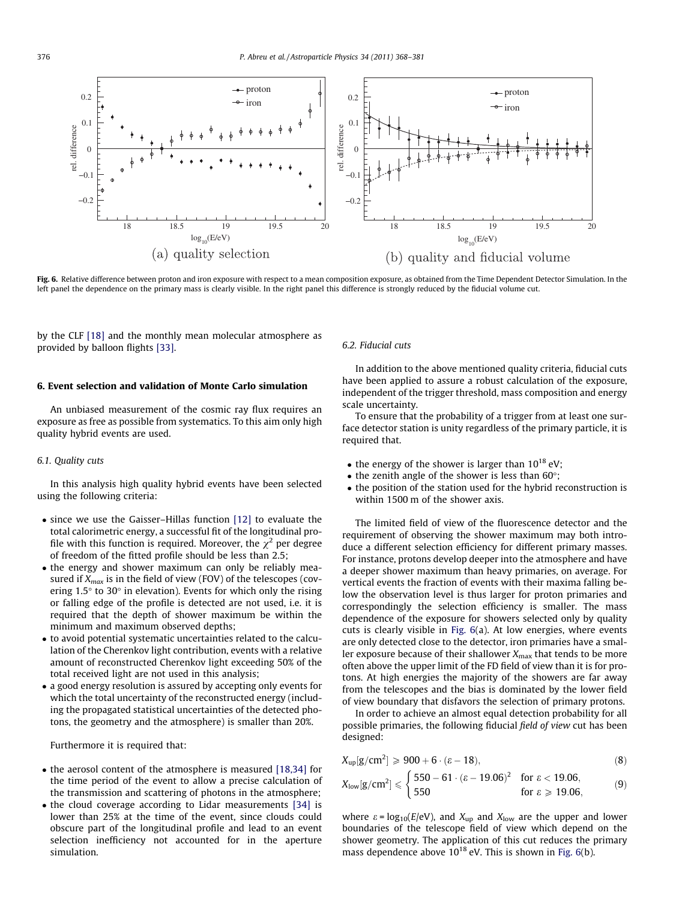Fig. 6. Relative difference between proton and iron exposure with respect to a mean composition exposure, as obtained from the Time Dependent Detector Simulation. In the left panel the dependence on the primary mass is clearly visible. In the right panel this difference is strongly reduced by the fiducial volume cut.

by the CLF [18] and the monthly mean molecular atmosphere as provided by balloon flights [33].

## 6. Event selection and validation of Monte Carlo simulation

An unbiased measurement of the cosmic ray flux requires an exposure as free as possible from systematics. To this aim only high quality hybrid events are used.

### 6.1. Quality cuts

In this analysis high quality hybrid events have been selected using the following criteria:

- since we use the Gaisser–Hillas function [12] to evaluate the total calorimetric energy, a successful fit of the longitudinal profile with this function is required. Moreover, the $\chi^2$ per degree of freedom of the fitted profile should be less than 2.5;
- the energy and shower maximum can only be reliably measured if $X_{max}$ is in the field of view (FOV) of the telescopes (covering 1.5° to 30° in elevation). Events for which only the rising or falling edge of the profile is detected are not used, i.e. it is required that the depth of shower maximum be within the minimum and maximum observed depths;
- to avoid potential systematic uncertainties related to the calculation of the Cherenkov light contribution, events with a relative amount of reconstructed Cherenkov light exceeding 50% of the total received light are not used in this analysis;
- a good energy resolution is assured by accepting only events for which the total uncertainty of the reconstructed energy (including the propagated statistical uncertainties of the detected photons, the geometry and the atmosphere) is smaller than 20%.

Furthermore it is required that:

- the aerosol content of the atmosphere is measured [18,34] for the time period of the event to allow a precise calculation of the transmission and scattering of photons in the atmosphere;
- the cloud coverage according to Lidar measurements [34] is lower than 25% at the time of the event, since clouds could obscure part of the longitudinal profile and lead to an event selection inefficiency not accounted for in the aperture simulation.

### 6.2. Fiducial cuts

In addition to the above mentioned quality criteria, fiducial cuts have been applied to assure a robust calculation of the exposure, independent of the trigger threshold, mass composition and energy scale uncertainty.

To ensure that the probability of a trigger from at least one surface detector station is unity regardless of the primary particle, it is required that.

- the energy of the shower is larger than $10^{18}$ eV;
- the zenith angle of the shower is less than 60°;
- the position of the station used for the hybrid reconstruction is within 1500 m of the shower axis.

The limited field of view of the fluorescence detector and the requirement of observing the shower maximum may both introduce a different selection efficiency for different primary masses. For instance, protons develop deeper into the atmosphere and have a deeper shower maximum than heavy primaries, on average. For vertical events the fraction of events with their maxima falling below the observation level is thus larger for proton primaries and correspondingly the selection efficiency is smaller. The mass dependence of the exposure for showers selected only by quality cuts is clearly visible in Fig. 6(a). At low energies, where events are only detected close to the detector, iron primaries have a smaller exposure because of their shallower $X_{\max}$ that tends to be more often above the upper limit of the FD field of view than it is for protons. At high energies the majority of the showers are far away from the telescopes and the bias is dominated by the lower field of view boundary that disfavors the selection of primary protons.

In order to achieve an almost equal detection probability for all possible primaries, the following fiducial *field of view* cut has been designed:

$$X_{\rm up}[{\rm g/cm^2}] \geqslant 900 + 6 \cdot (\varepsilon - 18), \tag{8}$$

$$X_{\rm low}[{\rm g/cm^2}] \leqslant \begin{cases} 550 - 61 \cdot (\varepsilon - 19.06)^2 & \text{for } \varepsilon < 19.06, \\ 550 & \text{for } \varepsilon \geqslant 19.06, \end{cases} \tag{9}$$

where $\varepsilon = \log_{10}(E/{\rm eV})$, and $X_{\rm up}$ and $X_{\rm low}$ are the upper and lower boundaries of the telescope field of view which depend on the shower geometry. The application of this cut reduces the primary mass dependence above $10^{18}$ eV. This is shown in Fig. 6(b).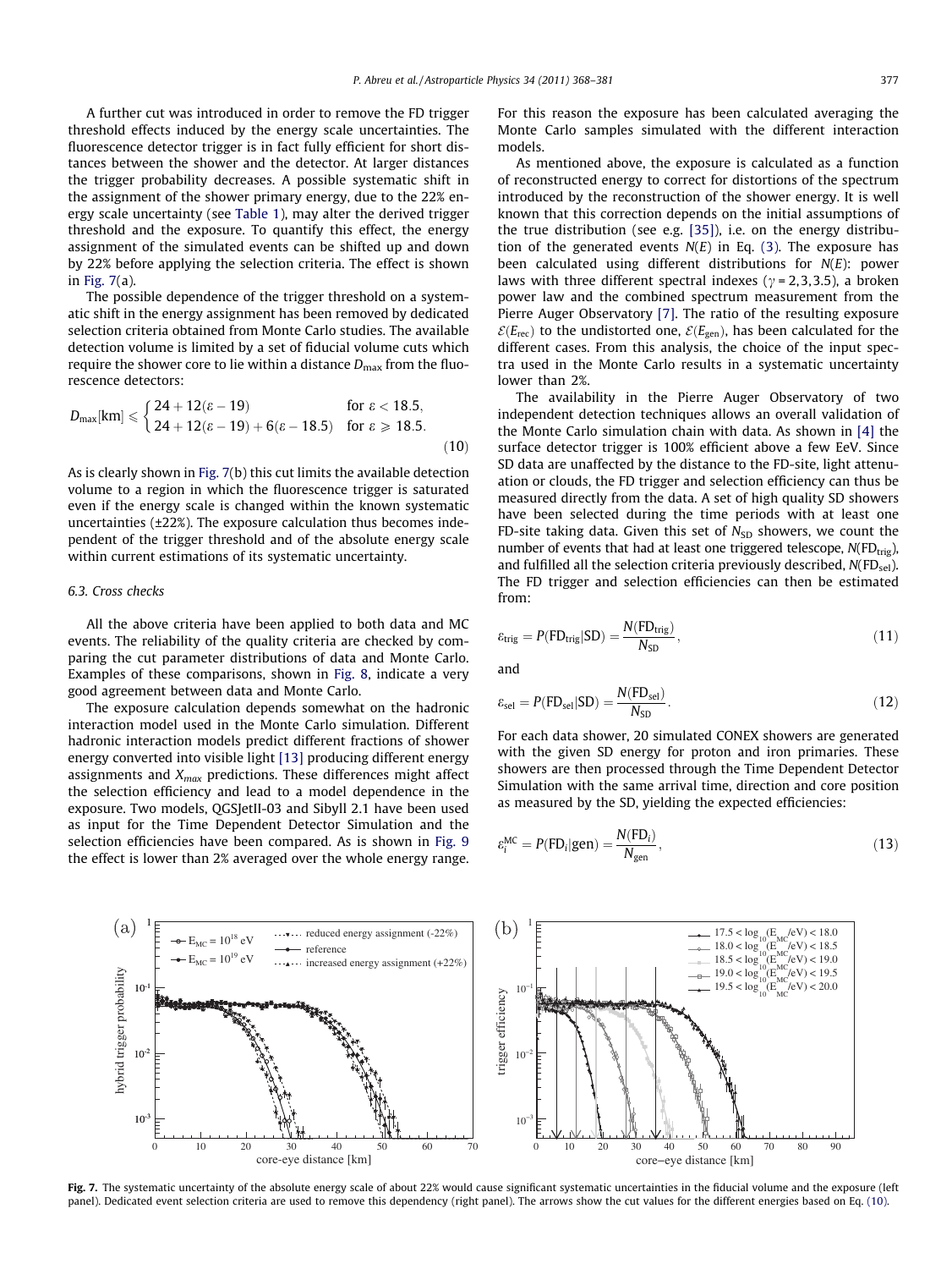A further cut was introduced in order to remove the FD trigger threshold effects induced by the energy scale uncertainties. The fluorescence detector trigger is in fact fully efficient for short distances between the shower and the detector. At larger distances the trigger probability decreases. A possible systematic shift in the assignment of the shower primary energy, due to the 22% energy scale uncertainty (see Table 1), may alter the derived trigger threshold and the exposure. To quantify this effect, the energy assignment of the simulated events can be shifted up and down by 22% before applying the selection criteria. The effect is shown in Fig. 7(a).

The possible dependence of the trigger threshold on a systematic shift in the energy assignment has been removed by dedicated selection criteria obtained from Monte Carlo studies. The available detection volume is limited by a set of fiducial volume cuts which require the shower core to lie within a distance $D_{\max}$ from the fluorescence detectors:

$$D_{\max}[\mathrm{km}] \leqslant \begin{cases} 24 + 12(\varepsilon - 19) & \text{for } \varepsilon < 18.5, \\ 24 + 12(\varepsilon - 19) + 6(\varepsilon - 18.5) & \text{for } \varepsilon \geqslant 18.5. \end{cases} \tag{10}$$

As is clearly shown in Fig. 7(b) this cut limits the available detection volume to a region in which the fluorescence trigger is saturated even if the energy scale is changed within the known systematic uncertainties (±22%). The exposure calculation thus becomes independent of the trigger threshold and of the absolute energy scale within current estimations of its systematic uncertainty.

### 6.3. Cross checks

All the above criteria have been applied to both data and MC events. The reliability of the quality criteria are checked by comparing the cut parameter distributions of data and Monte Carlo. Examples of these comparisons, shown in Fig. 8, indicate a very good agreement between data and Monte Carlo.

The exposure calculation depends somewhat on the hadronic interaction model used in the Monte Carlo simulation. Different hadronic interaction models predict different fractions of shower energy converted into visible light [13] producing different energy assignments and $X_{max}$ predictions. These differences might affect the selection efficiency and lead to a model dependence in the exposure. Two models, QGSJetII-03 and Sibyll 2.1 have been used as input for the Time Dependent Detector Simulation and the selection efficiencies have been compared. As is shown in Fig. 9 the effect is lower than 2% averaged over the whole energy range. For this reason the exposure has been calculated averaging the Monte Carlo samples simulated with the different interaction models.

As mentioned above, the exposure is calculated as a function of reconstructed energy to correct for distortions of the spectrum introduced by the reconstruction of the shower energy. It is well known that this correction depends on the initial assumptions of the true distribution (see e.g. [35]), i.e. on the energy distribution of the generated events $N(E)$ in Eq. (3). The exposure has been calculated using different distributions for $N(E)$: power laws with three different spectral indexes ($\gamma = 2, 3, 3.5$), a broken power law and the combined spectrum measurement from the Pierre Auger Observatory [7]. The ratio of the resulting exposure $\mathcal{E}(E_{\mathrm{rec}})$ to the undistorted one, $\mathcal{E}(E_{\mathrm{gen}})$, has been calculated for the different cases. From this analysis, the choice of the input spectra used in the Monte Carlo results in a systematic uncertainty lower than 2%.

The availability in the Pierre Auger Observatory of two independent detection techniques allows an overall validation of the Monte Carlo simulation chain with data. As shown in [4] the surface detector trigger is 100% efficient above a few EeV. Since SD data are unaffected by the distance to the FD-site, light attenuation or clouds, the FD trigger and selection efficiency can thus be measured directly from the data. A set of high quality SD showers have been selected during the time periods with at least one FD-site taking data. Given this set of $N_{\mathrm{SD}}$ showers, we count the number of events that had at least one triggered telescope, $N(\mathrm{FD}_{\mathrm{trig}})$, and fulfilled all the selection criteria previously described, $N(\mathrm{FD}_{\mathrm{sel}})$. The FD trigger and selection efficiencies can then be estimated from:

$$\varepsilon_{\mathrm{trig}} = P(\mathrm{FD}_{\mathrm{trig}}|\mathrm{SD}) = \frac{N(\mathrm{FD}_{\mathrm{trig}})}{N_{\mathrm{SD}}}, \tag{11}$$

and

$$\varepsilon_{\mathrm{sel}} = P(\mathrm{FD}_{\mathrm{sel}}|\mathrm{SD}) = \frac{N(\mathrm{FD}_{\mathrm{sel}})}{N_{\mathrm{SD}}}. \tag{12}$$

For each data shower, 20 simulated CONEX showers are generated with the given SD energy for proton and iron primaries. These showers are then processed through the Time Dependent Detector Simulation with the same arrival time, direction and core position as measured by the SD, yielding the expected efficiencies:

$$\varepsilon_i^{\mathrm{MC}} = P(\mathrm{FD}_i|\mathrm{gen}) = \frac{N(\mathrm{FD}_i)}{N_{\mathrm{gen}}}, \tag{13}$$

**Fig. 7.** The systematic uncertainty of the absolute energy scale of about 22% would cause significant systematic uncertainties in the fiducial volume and the exposure (left panel). Dedicated event selection criteria are used to remove this dependency (right panel). The arrows show the cut values for the different energies based on Eq. (10).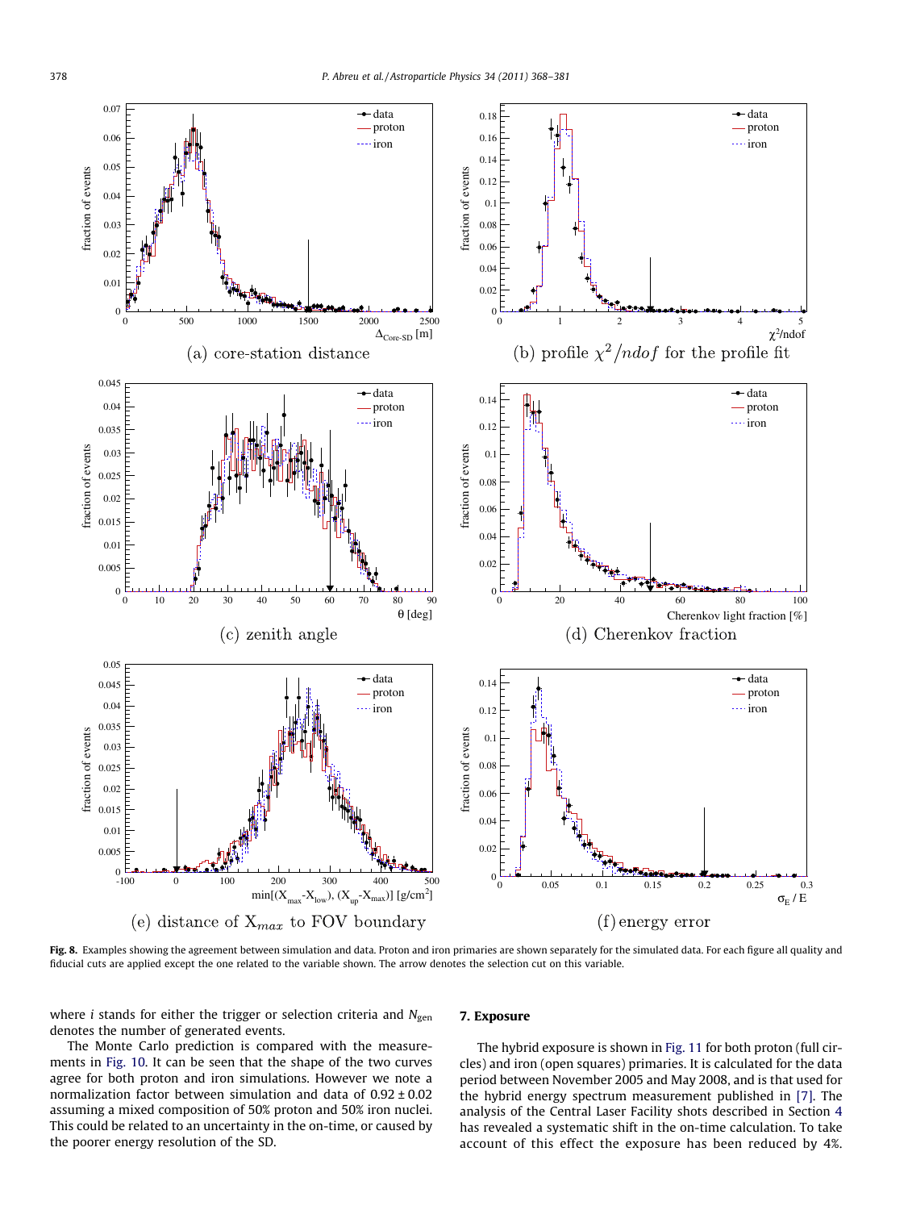(a) core-station distance

(b) profile $\chi^2/ndof$ for the profile fit

(c) zenith angle

(d) Cherenkov fraction

(e) distance of $X_{max}$ to FOV boundary

(f) energy error

**Fig. 8.** Examples showing the agreement between simulation and data. Proton and iron primaries are shown separately for the simulated data. For each figure all quality and fiducial cuts are applied except the one related to the variable shown. The arrow denotes the selection cut on this variable.

where $i$ stands for either the trigger or selection criteria and $N_{\text{gen}}$ denotes the number of generated events.

The Monte Carlo prediction is compared with the measurements in Fig. 10. It can be seen that the shape of the two curves agree for both proton and iron simulations. However we note a normalization factor between simulation and data of $0.92 \pm 0.02$ assuming a mixed composition of 50% proton and 50% iron nuclei. This could be related to an uncertainty in the on-time, or caused by the poorer energy resolution of the SD.

## 7. Exposure

The hybrid exposure is shown in Fig. 11 for both proton (full circles) and iron (open squares) primaries. It is calculated for the data period between November 2005 and May 2008, and is that used for the hybrid energy spectrum measurement published in [7]. The analysis of the Central Laser Facility shots described in Section 4 has revealed a systematic shift in the on-time calculation. To take account of this effect the exposure has been reduced by 4%.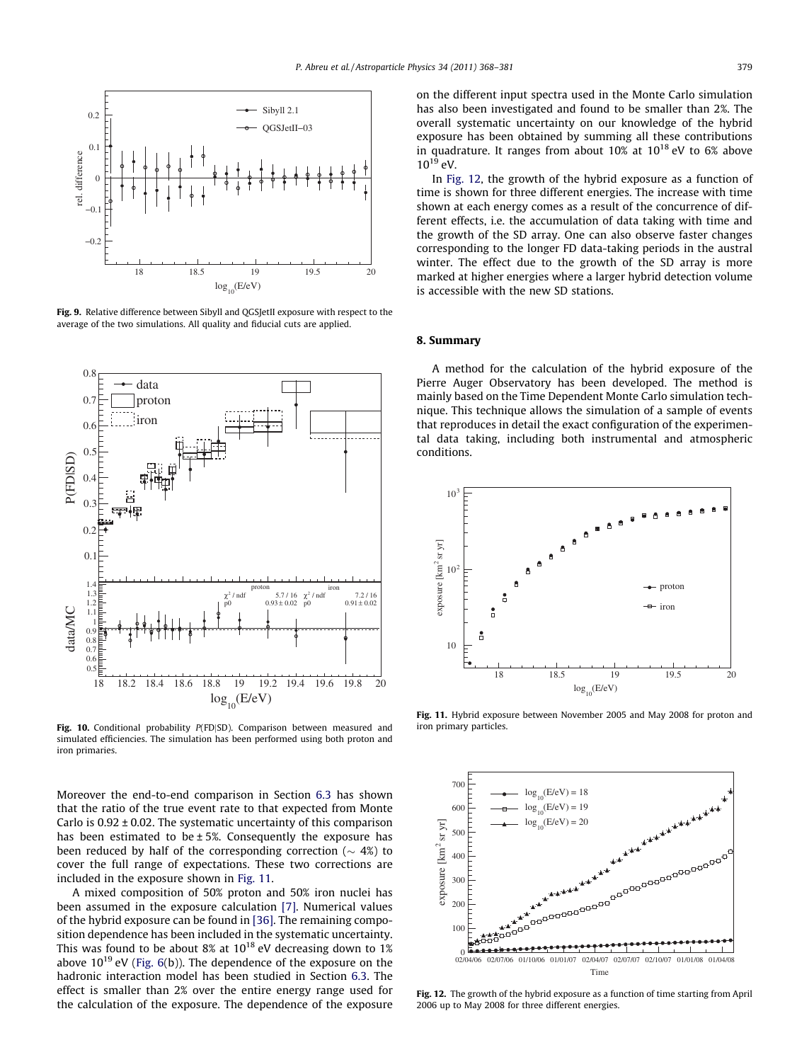Fig. 9. Relative difference between Sibyll and QGSJetII exposure with respect to the average of the two simulations. All quality and fiducial cuts are applied.

Fig. 10. Conditional probability $P(\mathrm{FD}|\mathrm{SD})$. Comparison between measured and simulated efficiencies. The simulation has been performed using both proton and iron primaries.

Moreover the end-to-end comparison in Section 6.3 has shown that the ratio of the true event rate to that expected from Monte Carlo is $0.92 \pm 0.02$. The systematic uncertainty of this comparison has been estimated to be $\pm 5\%$. Consequently the exposure has been reduced by half of the corresponding correction ($\sim$ 4%) to cover the full range of expectations. These two corrections are included in the exposure shown in Fig. 11.

A mixed composition of 50% proton and 50% iron nuclei has been assumed in the exposure calculation [7]. Numerical values of the hybrid exposure can be found in [36]. The remaining composition dependence has been included in the systematic uncertainty. This was found to be about 8% at $10^{18}$ eV decreasing down to 1% above $10^{19}$ eV (Fig. 6(b)). The dependence of the exposure on the hadronic interaction model has been studied in Section 6.3. The effect is smaller than 2% over the entire energy range used for the calculation of the exposure. The dependence of the exposure on the different input spectra used in the Monte Carlo simulation has also been investigated and found to be smaller than 2%. The overall systematic uncertainty on our knowledge of the hybrid exposure has been obtained by summing all these contributions in quadrature. It ranges from about 10% at $10^{18}$ eV to 6% above $10^{19}$ eV.

In Fig. 12, the growth of the hybrid exposure as a function of time is shown for three different energies. The increase with time shown at each energy comes as a result of the concurrence of different effects, i.e. the accumulation of data taking with time and the growth of the SD array. One can also observe faster changes corresponding to the longer FD data-taking periods in the austral winter. The effect due to the growth of the SD array is more marked at higher energies where a larger hybrid detection volume is accessible with the new SD stations.

## 8. Summary

A method for the calculation of the hybrid exposure of the Pierre Auger Observatory has been developed. The method is mainly based on the Time Dependent Monte Carlo simulation technique. This technique allows the simulation of a sample of events that reproduces in detail the exact configuration of the experimental data taking, including both instrumental and atmospheric conditions.

Fig. 11. Hybrid exposure between November 2005 and May 2008 for proton and iron primary particles.

Fig. 12. The growth of the hybrid exposure as a function of time starting from April 2006 up to May 2008 for three different energies.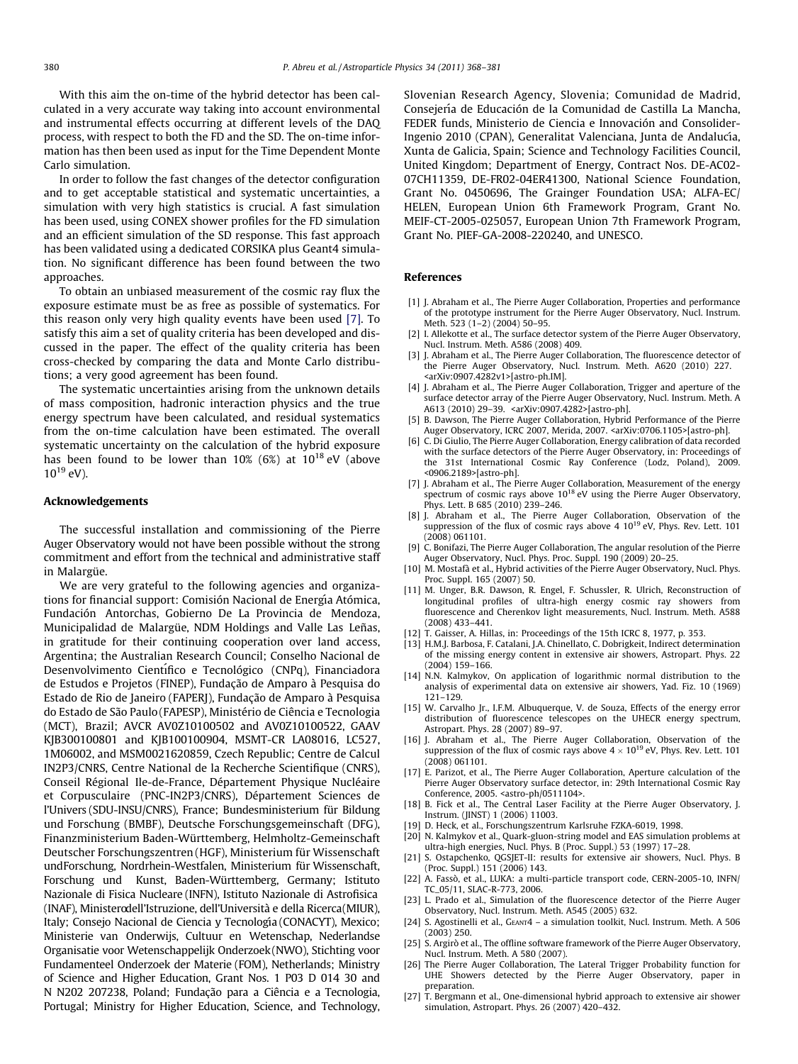With this aim the on-time of the hybrid detector has been calculated in a very accurate way taking into account environmental and instrumental effects occurring at different levels of the DAQ process, with respect to both the FD and the SD. The on-time information has then been used as input for the Time Dependent Monte Carlo simulation.

In order to follow the fast changes of the detector configuration and to get acceptable statistical and systematic uncertainties, a simulation with very high statistics is crucial. A fast simulation has been used, using CONEX shower profiles for the FD simulation and an efficient simulation of the SD response. This fast approach has been validated using a dedicated CORSIKA plus Geant4 simulation. No significant difference has been found between the two approaches.

To obtain an unbiased measurement of the cosmic ray flux the exposure estimate must be as free as possible of systematics. For this reason only very high quality events have been used [7]. To satisfy this aim a set of quality criteria has been developed and discussed in the paper. The effect of the quality criteria has been cross-checked by comparing the data and Monte Carlo distributions; a very good agreement has been found.

The systematic uncertainties arising from the unknown details of mass composition, hadronic interaction physics and the true energy spectrum have been calculated, and residual systematics from the on-time calculation have been estimated. The overall systematic uncertainty on the calculation of the hybrid exposure has been found to be lower than 10% (6%) at $10^{18}$ eV (above $10^{19}$ eV).

## Acknowledgements

The successful installation and commissioning of the Pierre Auger Observatory would not have been possible without the strong commitment and effort from the technical and administrative staff in Malargüe.

We are very grateful to the following agencies and organizations for financial support: Comisión Nacional de Energía Atómica, Fundación Antorchas, Gobierno De La Provincia de Mendoza, Municipalidad de Malargüe, NDM Holdings and Valle Las Leñas, in gratitude for their continuing cooperation over land access, Argentina; the Australian Research Council; Conselho Nacional de Desenvolvimento Científico e Tecnológico (CNPq), Financiadora de Estudos e Projetos (FINEP), Fundação de Amparo à Pesquisa do Estado de Rio de Janeiro (FAPERJ), Fundação de Amparo à Pesquisa do Estado de São Paulo (FAPESP), Ministério de Ciência e Tecnologia (MCT), Brazil; AVCR AV0Z10100502 and AV0Z10100522, GAAV KJB300100801 and KJB100100904, MSMT-CR LA08016, LC527, 1M06002, and MSM0021620859, Czech Republic; Centre de Calcul IN2P3/CNRS, Centre National de la Recherche Scientifique (CNRS), Conseil Régional Ile-de-France, Département Physique Nucléaire et Corpusculaire (PNC-IN2P3/CNRS), Département Sciences de l'Univers (SDU-INSU/CNRS), France; Bundesministerium für Bildung und Forschung (BMBF), Deutsche Forschungsgemeinschaft (DFG), Finanzministerium Baden-Württemberg, Helmholtz-Gemeinschaft Deutscher Forschungszentren (HGF), Ministerium für Wissenschaft undForschung, Nordrhein-Westfalen, Ministerium für Wissenschaft, Forschung und Kunst, Baden-Württemberg, Germany; Istituto Nazionale di Fisica Nucleare (INFN), Istituto Nazionale di Astrofisica (INAF), Ministerodell'Istruzione, dell'Università e della Ricerca(MIUR), Italy; Consejo Nacional de Ciencia y Tecnología (CONACYT), Mexico; Ministerie van Onderwijs, Cultuur en Wetenschap, Nederlandse Organisatie voor Wetenschappelijk Onderzoek (NWO), Stichting voor Fundamenteel Onderzoek der Materie (FOM), Netherlands; Ministry of Science and Higher Education, Grant Nos. 1 P03 D 014 30 and N N202 207238, Poland; Fundação para a Ciência e a Tecnologia, Portugal; Ministry for Higher Education, Science, and Technology, Slovenian Research Agency, Slovenia; Comunidad de Madrid, Consejería de Educación de la Comunidad de Castilla La Mancha, FEDER funds, Ministerio de Ciencia e Innovación and Consolider-Ingenio 2010 (CPAN), Generalitat Valenciana, Junta de Andalucía, Xunta de Galicia, Spain; Science and Technology Facilities Council, United Kingdom; Department of Energy, Contract Nos. DE-AC02-07CH11359, DE-FR02-04ER41300, National Science Foundation, Grant No. 0450696, The Grainger Foundation USA; ALFA-EC/HELEN, European Union 6th Framework Program, Grant No. MEIF-CT-2005-025057, European Union 7th Framework Program, Grant No. PIEF-GA-2008-220240, and UNESCO.

## References

[1] J. Abraham et al., The Pierre Auger Collaboration, Properties and performance of the prototype instrument for the Pierre Auger Observatory, Nucl. Instrum. Meth. 523 (1–2) (2004) 50–95.

[2] I. Allekotte et al., The surface detector system of the Pierre Auger Observatory, Nucl. Instrum. Meth. A586 (2008) 409.

[3] J. Abraham et al., The Pierre Auger Collaboration, The fluorescence detector of the Pierre Auger Observatory, Nucl. Instrum. Meth. A620 (2010) 227. <arXiv:0907.4282v1>[astro-ph.IM].

[4] J. Abraham et al., The Pierre Auger Collaboration, Trigger and aperture of the surface detector array of the Pierre Auger Observatory, Nucl. Instrum. Meth. A A613 (2010) 29–39. <arXiv:0907.4282>[astro-ph].

[5] B. Dawson, The Pierre Auger Collaboration, Hybrid Performance of the Pierre Auger Observatory, ICRC 2007, Merida, 2007. <arXiv:0706.1105>[astro-ph].

[6] C. Di Giulio, The Pierre Auger Collaboration, Energy calibration of data recorded with the surface detectors of the Pierre Auger Observatory, in: Proceedings of the 31st International Cosmic Ray Conference (Lodz, Poland), 2009. <0906.2189>[astro-ph].

[7] J. Abraham et al., The Pierre Auger Collaboration, Measurement of the energy spectrum of cosmic rays above $10^{18}$ eV using the Pierre Auger Observatory, Phys. Lett. B 685 (2010) 239–246.

[8] J. Abraham et al., The Pierre Auger Collaboration, Observation of the suppression of the flux of cosmic rays above 4 $10^{19}$ eV, Phys. Rev. Lett. 101 (2008) 061101.

[9] C. Bonifazi, The Pierre Auger Collaboration, The angular resolution of the Pierre Auger Observatory, Nucl. Phys. Proc. Suppl. 190 (2009) 20–25.

[10] M. Mostafà et al., Hybrid activities of the Pierre Auger Observatory, Nucl. Phys. Proc. Suppl. 165 (2007) 50.

[11] M. Unger, B.R. Dawson, R. Engel, F. Schussler, R. Ulrich, Reconstruction of longitudinal profiles of ultra-high energy cosmic ray showers from fluorescence and Cherenkov light measurements, Nucl. Instrum. Meth. A588 (2008) 433–441.

[12] T. Gaisser, A. Hillas, in: Proceedings of the 15th ICRC 8, 1977, p. 353.

[13] H.M.J. Barbosa, F. Catalani, J.A. Chinellato, C. Dobrigkeit, Indirect determination of the missing energy content in extensive air showers, Astropart. Phys. 22 (2004) 159–166.

[14] N.N. Kalmykov, On application of logarithmic normal distribution to the analysis of experimental data on extensive air showers, Yad. Fiz. 10 (1969) 121–129.

[15] W. Carvalho Jr., I.F.M. Albuquerque, V. de Souza, Effects of the energy error distribution of fluorescence telescopes on the UHECR energy spectrum, Astropart. Phys. 28 (2007) 89–97.

[16] J. Abraham et al., The Pierre Auger Collaboration, Observation of the suppression of the flux of cosmic rays above $4 \times 10^{19}$ eV, Phys. Rev. Lett. 101 (2008) 061101.

[17] E. Parizot, et al., The Pierre Auger Collaboration, Aperture calculation of the Pierre Auger Observatory surface detector, in: 29th International Cosmic Ray Conference, 2005. <astro-ph/0511104>.

[18] B. Fick et al., The Central Laser Facility at the Pierre Auger Observatory, J. Instrum. (JINST) 1 (2006) 11003.

[19] D. Heck, et al., Forschungszentrum Karlsruhe FZKA-6019, 1998.

[20] N. Kalmykov et al., Quark-gluon-string model and EAS simulation problems at ultra-high energies, Nucl. Phys. B (Proc. Suppl.) 53 (1997) 17–28.

[21] S. Ostapchenko, QGSJET-II: results for extensive air showers, Nucl. Phys. B (Proc. Suppl.) 151 (2006) 143.

[22] A. Fassò, et al., LUKA: a multi-particle transport code, CERN-2005-10, INFN/TC_05/11, SLAC-R-773, 2006.

[23] L. Prado et al., Simulation of the fluorescence detector of the Pierre Auger Observatory, Nucl. Instrum. Meth. A545 (2005) 632.

[24] S. Agostinelli et al., Geant4 – a simulation toolkit, Nucl. Instrum. Meth. A 506 (2003) 250.

[25] S. Argirò et al., The offline software framework of the Pierre Auger Observatory, Nucl. Instrum. Meth. A 580 (2007).

[26] The Pierre Auger Collaboration, The Lateral Trigger Probability function for UHE Showers detected by the Pierre Auger Observatory, paper in preparation.

[27] T. Bergmann et al., One-dimensional hybrid approach to extensive air shower simulation, Astropart. Phys. 26 (2007) 420–432.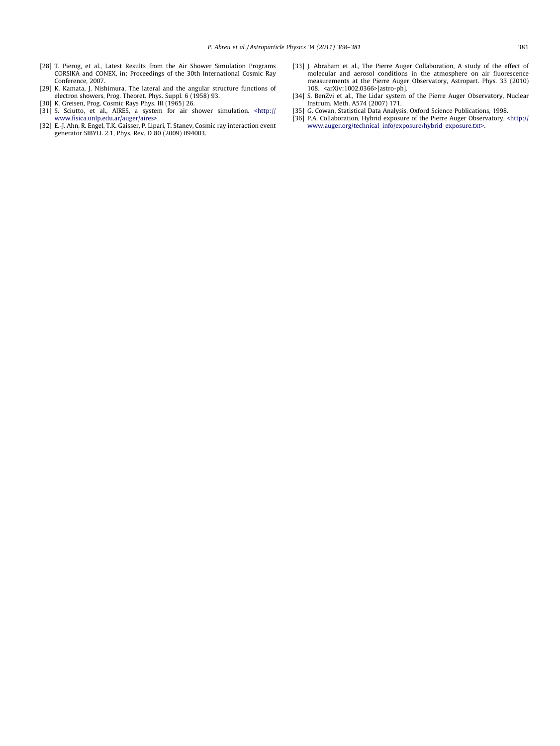[28] T. Pierog, et al., Latest Results from the Air Shower Simulation Programs CORSIKA and CONEX, in: Proceedings of the 30th International Cosmic Ray Conference, 2007.

[29] K. Kamata, J. Nishimura, The lateral and the angular structure functions of electron showers, Prog. Theoret. Phys. Suppl. 6 (1958) 93.

[30] K. Greisen, Prog. Cosmic Rays Phys. III (1965) 26.

[31] S. Sciutto, et al., AIRES, a system for air shower simulation. <http://www.fisica.unlp.edu.ar/auger/aires>.

[32] E.-J. Ahn, R. Engel, T.K. Gaisser, P. Lipari, T. Stanev, Cosmic ray interaction event generator SIBYLL 2.1, Phys. Rev. D 80 (2009) 094003.

[33] J. Abraham et al., The Pierre Auger Collaboration, A study of the effect of molecular and aerosol conditions in the atmosphere on air fluorescence measurements at the Pierre Auger Observatory, Astropart. Phys. 33 (2010) 108. <arXiv:1002.0366>[astro-ph].

[34] S. BenZvi et al., The Lidar system of the Pierre Auger Observatory, Nuclear Instrum. Meth. A574 (2007) 171.

[35] G. Cowan, Statistical Data Analysis, Oxford Science Publications, 1998.

[36] P.A. Collaboration, Hybrid exposure of the Pierre Auger Observatory. <http://www.auger.org/technical_info/exposure/hybrid_exposure.txt>.